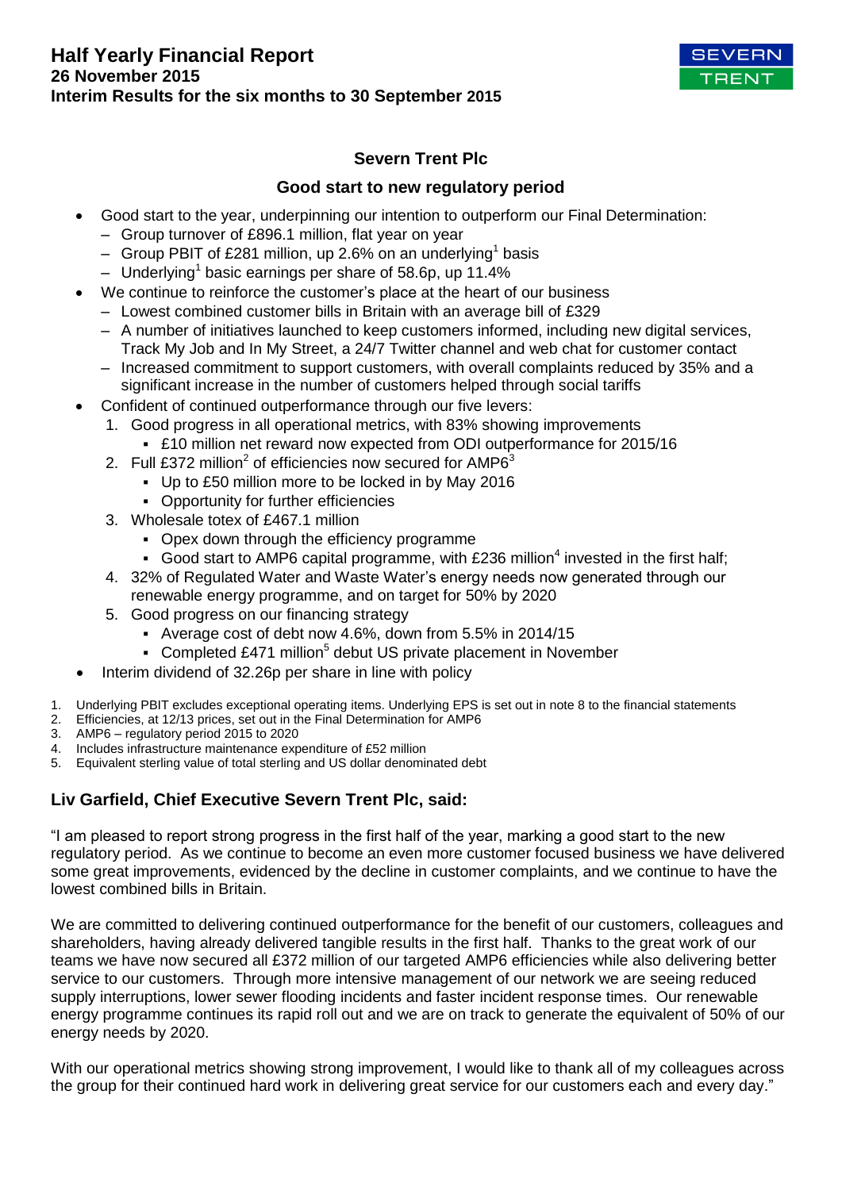# Half Yearly Financial Report

**26 November 2015**

**Interim Results for the six months to 30 September 2015**

SEVERN TRENT

## Severn Trent Plc

### Good start to new regulatory period

- Good start to the year, underpinning our intention to outperform our Final Determination:
  - Group turnover of £896.1 million, flat year on year
  - Group PBIT of £281 million, up 2.6% on an underlying[1] basis
  - Underlying[1] basic earnings per share of 58.6p, up 11.4%
- We continue to reinforce the customer's place at the heart of our business
  - Lowest combined customer bills in Britain with an average bill of £329
  - A number of initiatives launched to keep customers informed, including new digital services, Track My Job and In My Street, a 24/7 Twitter channel and web chat for customer contact
  - Increased commitment to support customers, with overall complaints reduced by 35% and a significant increase in the number of customers helped through social tariffs
- Confident of continued outperformance through our five levers:
  1. Good progress in all operational metrics, with 83% showing improvements
     - £10 million net reward now expected from ODI outperformance for 2015/16
  2. Full £372 million[2] of efficiencies now secured for AMP6[3]
     - Up to £50 million more to be locked in by May 2016
     - Opportunity for further efficiencies
  3. Wholesale totex of £467.1 million
     - Opex down through the efficiency programme
     - Good start to AMP6 capital programme, with £236 million[4] invested in the first half;
  4. 32% of Regulated Water and Waste Water's energy needs now generated through our renewable energy programme, and on target for 50% by 2020
  5. Good progress on our financing strategy
     - Average cost of debt now 4.6%, down from 5.5% in 2014/15
     - Completed £471 million[5] debut US private placement in November
- Interim dividend of 32.26p per share in line with policy

1. Underlying PBIT excludes exceptional operating items. Underlying EPS is set out in note 8 to the financial statements
2. Efficiencies, at 12/13 prices, set out in the Final Determination for AMP6
3. AMP6 – regulatory period 2015 to 2020
4. Includes infrastructure maintenance expenditure of £52 million
5. Equivalent sterling value of total sterling and US dollar denominated debt

### Liv Garfield, Chief Executive Severn Trent Plc, said:

"I am pleased to report strong progress in the first half of the year, marking a good start to the new regulatory period. As we continue to become an even more customer focused business we have delivered some great improvements, evidenced by the decline in customer complaints, and we continue to have the lowest combined bills in Britain.

We are committed to delivering continued outperformance for the benefit of our customers, colleagues and shareholders, having already delivered tangible results in the first half. Thanks to the great work of our teams we have now secured all £372 million of our targeted AMP6 efficiencies while also delivering better service to our customers. Through more intensive management of our network we are seeing reduced supply interruptions, lower sewer flooding incidents and faster incident response times. Our renewable energy programme continues its rapid roll out and we are on track to generate the equivalent of 50% of our energy needs by 2020.

With our operational metrics showing strong improvement, I would like to thank all of my colleagues across the group for their continued hard work in delivering great service for our customers each and every day."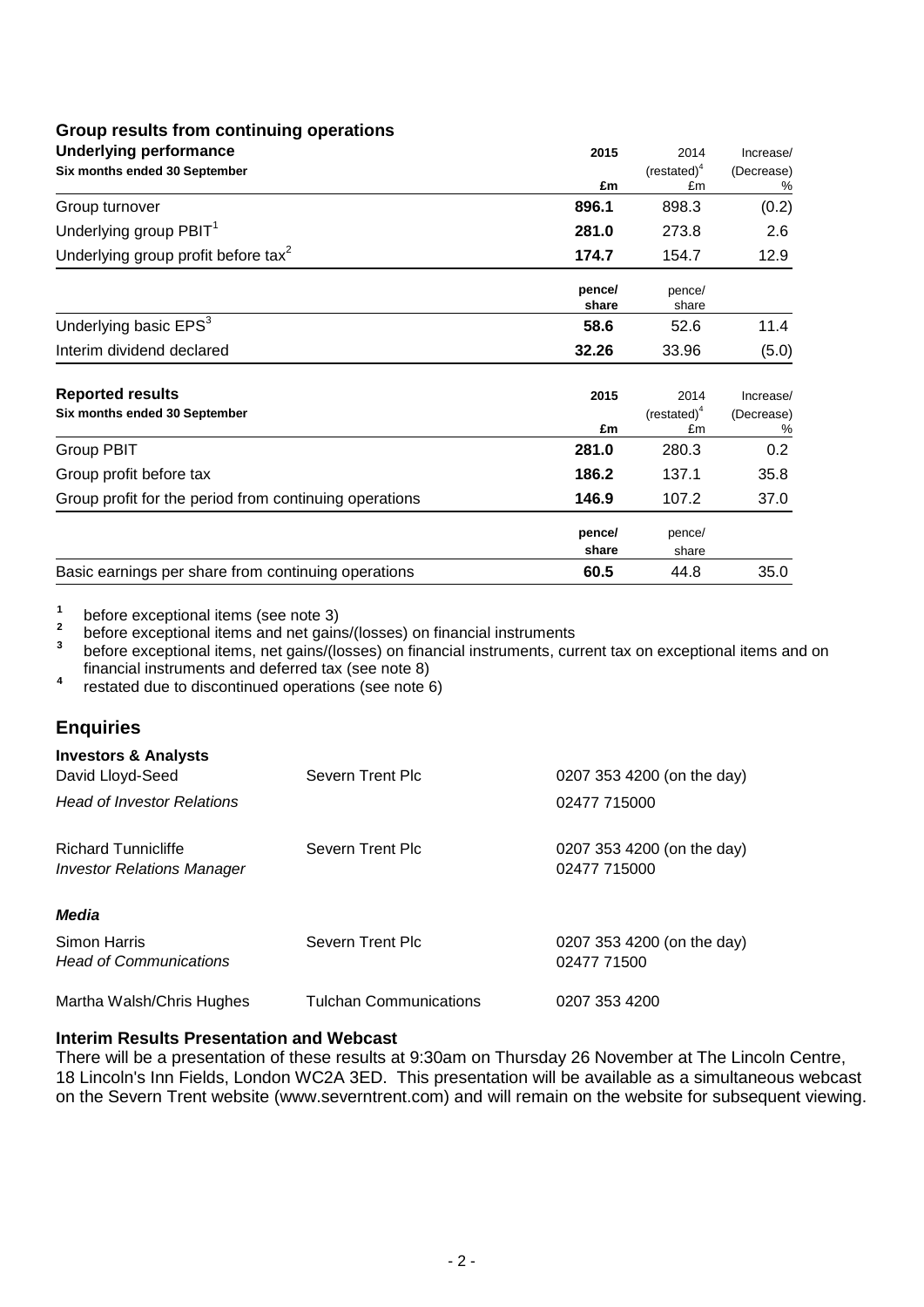## Group results from continuing operations

| **Underlying performance**<br>**Six months ended 30 September** | **2015**<br>**£m** | 2014<br>(restated)[4]<br>£m | Increase/<br>(Decrease)<br>% |
|---|---|---|---|
| Group turnover | **896.1** | 898.3 | (0.2) |
| Underlying group PBIT[1] | **281.0** | 273.8 | 2.6 |
| Underlying group profit before tax[2] | **174.7** | 154.7 | 12.9 |
| | **pence/ share** | pence/ share | |
| Underlying basic EPS[3] | **58.6** | 52.6 | 11.4 |
| Interim dividend declared | **32.26** | 33.96 | (5.0) |

| **Reported results**<br>**Six months ended 30 September** | **2015**<br>**£m** | 2014<br>(restated)[4]<br>£m | Increase/<br>(Decrease)<br>% |
|---|---|---|---|
| Group PBIT | **281.0** | 280.3 | 0.2 |
| Group profit before tax | **186.2** | 137.1 | 35.8 |
| Group profit for the period from continuing operations | **146.9** | 107.2 | 37.0 |
| | **pence/ share** | pence/ share | |
| Basic earnings per share from continuing operations | **60.5** | 44.8 | 35.0 |

[1] before exceptional items (see note 3)
[2] before exceptional items and net gains/(losses) on financial instruments
[3] before exceptional items, net gains/(losses) on financial instruments, current tax on exceptional items and on financial instruments and deferred tax (see note 8)
[4] restated due to discontinued operations (see note 6)

## Enquiries

**Investors & Analysts**

| | | |
|---|---|---|
| David Lloyd-Seed<br>*Head of Investor Relations* | Severn Trent Plc | 0207 353 4200 (on the day)<br>02477 715000 |
| Richard Tunnicliffe<br>*Investor Relations Manager* | Severn Trent Plc | 0207 353 4200 (on the day)<br>02477 715000 |

***Media***

| | | |
|---|---|---|
| Simon Harris<br>*Head of Communications* | Severn Trent Plc | 0207 353 4200 (on the day)<br>02477 71500 |
| Martha Walsh/Chris Hughes | Tulchan Communications | 0207 353 4200 |

**Interim Results Presentation and Webcast**

There will be a presentation of these results at 9:30am on Thursday 26 November at The Lincoln Centre, 18 Lincoln's Inn Fields, London WC2A 3ED. This presentation will be available as a simultaneous webcast on the Severn Trent website (www.severntrent.com) and will remain on the website for subsequent viewing.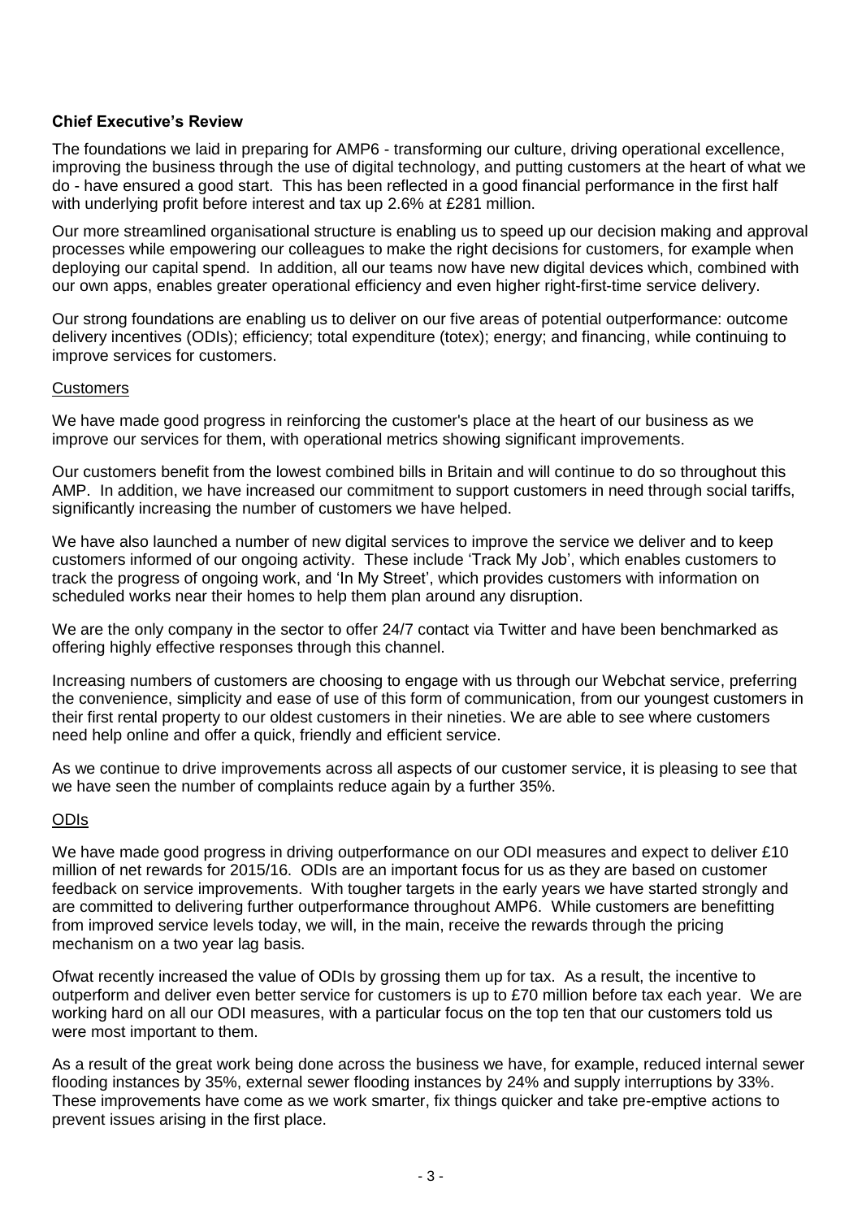**Chief Executive's Review**

The foundations we laid in preparing for AMP6 - transforming our culture, driving operational excellence, improving the business through the use of digital technology, and putting customers at the heart of what we do - have ensured a good start. This has been reflected in a good financial performance in the first half with underlying profit before interest and tax up 2.6% at £281 million.

Our more streamlined organisational structure is enabling us to speed up our decision making and approval processes while empowering our colleagues to make the right decisions for customers, for example when deploying our capital spend. In addition, all our teams now have new digital devices which, combined with our own apps, enables greater operational efficiency and even higher right-first-time service delivery.

Our strong foundations are enabling us to deliver on our five areas of potential outperformance: outcome delivery incentives (ODIs); efficiency; total expenditure (totex); energy; and financing, while continuing to improve services for customers.

Customers

We have made good progress in reinforcing the customer's place at the heart of our business as we improve our services for them, with operational metrics showing significant improvements.

Our customers benefit from the lowest combined bills in Britain and will continue to do so throughout this AMP. In addition, we have increased our commitment to support customers in need through social tariffs, significantly increasing the number of customers we have helped.

We have also launched a number of new digital services to improve the service we deliver and to keep customers informed of our ongoing activity. These include 'Track My Job', which enables customers to track the progress of ongoing work, and 'In My Street', which provides customers with information on scheduled works near their homes to help them plan around any disruption.

We are the only company in the sector to offer 24/7 contact via Twitter and have been benchmarked as offering highly effective responses through this channel.

Increasing numbers of customers are choosing to engage with us through our Webchat service, preferring the convenience, simplicity and ease of use of this form of communication, from our youngest customers in their first rental property to our oldest customers in their nineties. We are able to see where customers need help online and offer a quick, friendly and efficient service.

As we continue to drive improvements across all aspects of our customer service, it is pleasing to see that we have seen the number of complaints reduce again by a further 35%.

ODIs

We have made good progress in driving outperformance on our ODI measures and expect to deliver £10 million of net rewards for 2015/16. ODIs are an important focus for us as they are based on customer feedback on service improvements. With tougher targets in the early years we have started strongly and are committed to delivering further outperformance throughout AMP6. While customers are benefitting from improved service levels today, we will, in the main, receive the rewards through the pricing mechanism on a two year lag basis.

Ofwat recently increased the value of ODIs by grossing them up for tax. As a result, the incentive to outperform and deliver even better service for customers is up to £70 million before tax each year. We are working hard on all our ODI measures, with a particular focus on the top ten that our customers told us were most important to them.

As a result of the great work being done across the business we have, for example, reduced internal sewer flooding instances by 35%, external sewer flooding instances by 24% and supply interruptions by 33%. These improvements have come as we work smarter, fix things quicker and take pre-emptive actions to prevent issues arising in the first place.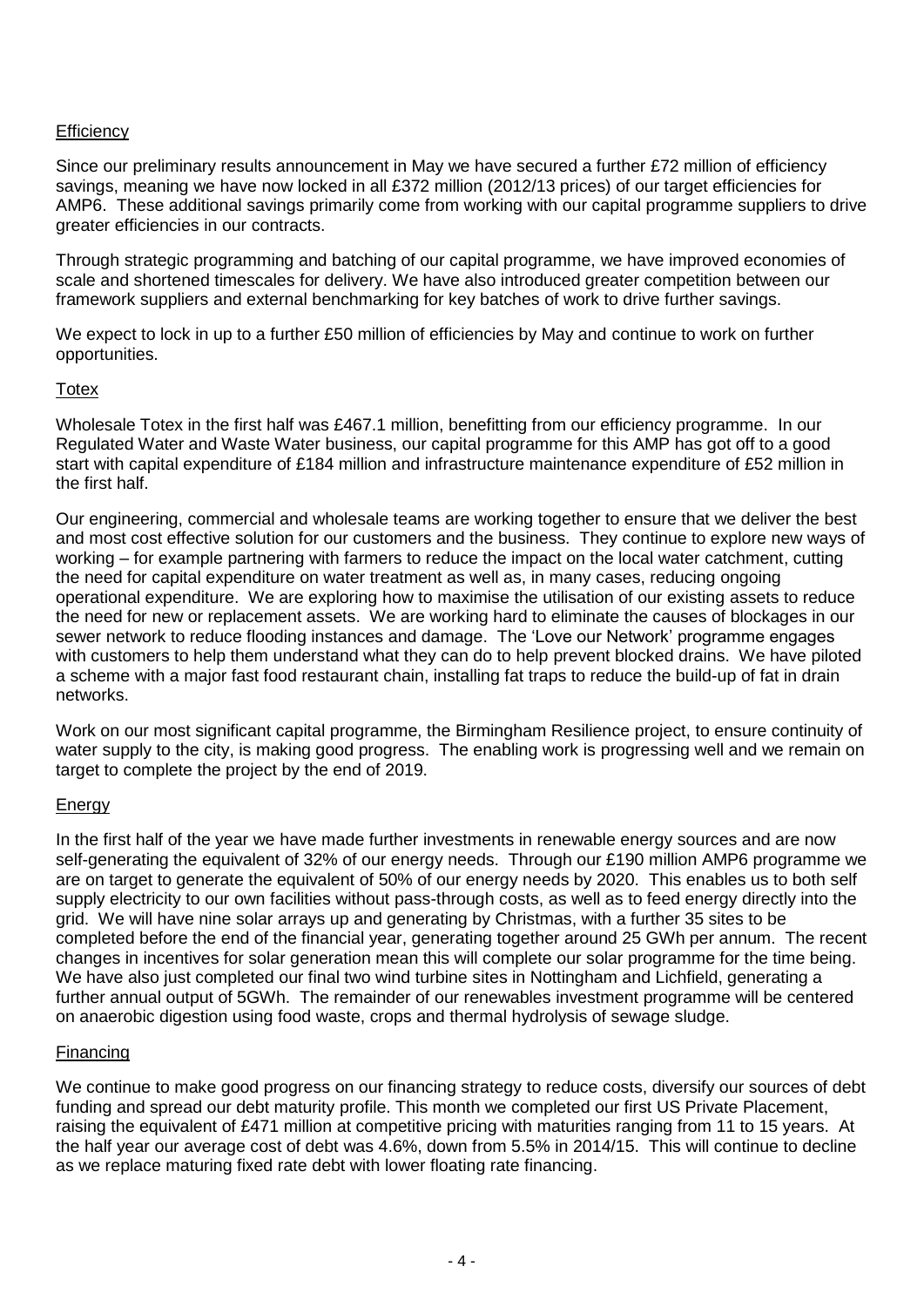## Efficiency

Since our preliminary results announcement in May we have secured a further £72 million of efficiency savings, meaning we have now locked in all £372 million (2012/13 prices) of our target efficiencies for AMP6. These additional savings primarily come from working with our capital programme suppliers to drive greater efficiencies in our contracts.

Through strategic programming and batching of our capital programme, we have improved economies of scale and shortened timescales for delivery. We have also introduced greater competition between our framework suppliers and external benchmarking for key batches of work to drive further savings.

We expect to lock in up to a further £50 million of efficiencies by May and continue to work on further opportunities.

## Totex

Wholesale Totex in the first half was £467.1 million, benefitting from our efficiency programme. In our Regulated Water and Waste Water business, our capital programme for this AMP has got off to a good start with capital expenditure of £184 million and infrastructure maintenance expenditure of £52 million in the first half.

Our engineering, commercial and wholesale teams are working together to ensure that we deliver the best and most cost effective solution for our customers and the business. They continue to explore new ways of working – for example partnering with farmers to reduce the impact on the local water catchment, cutting the need for capital expenditure on water treatment as well as, in many cases, reducing ongoing operational expenditure. We are exploring how to maximise the utilisation of our existing assets to reduce the need for new or replacement assets. We are working hard to eliminate the causes of blockages in our sewer network to reduce flooding instances and damage. The 'Love our Network' programme engages with customers to help them understand what they can do to help prevent blocked drains. We have piloted a scheme with a major fast food restaurant chain, installing fat traps to reduce the build-up of fat in drain networks.

Work on our most significant capital programme, the Birmingham Resilience project, to ensure continuity of water supply to the city, is making good progress. The enabling work is progressing well and we remain on target to complete the project by the end of 2019.

## Energy

In the first half of the year we have made further investments in renewable energy sources and are now self-generating the equivalent of 32% of our energy needs. Through our £190 million AMP6 programme we are on target to generate the equivalent of 50% of our energy needs by 2020. This enables us to both self supply electricity to our own facilities without pass-through costs, as well as to feed energy directly into the grid. We will have nine solar arrays up and generating by Christmas, with a further 35 sites to be completed before the end of the financial year, generating together around 25 GWh per annum. The recent changes in incentives for solar generation mean this will complete our solar programme for the time being. We have also just completed our final two wind turbine sites in Nottingham and Lichfield, generating a further annual output of 5GWh. The remainder of our renewables investment programme will be centered on anaerobic digestion using food waste, crops and thermal hydrolysis of sewage sludge.

## Financing

We continue to make good progress on our financing strategy to reduce costs, diversify our sources of debt funding and spread our debt maturity profile. This month we completed our first US Private Placement, raising the equivalent of £471 million at competitive pricing with maturities ranging from 11 to 15 years. At the half year our average cost of debt was 4.6%, down from 5.5% in 2014/15. This will continue to decline as we replace maturing fixed rate debt with lower floating rate financing.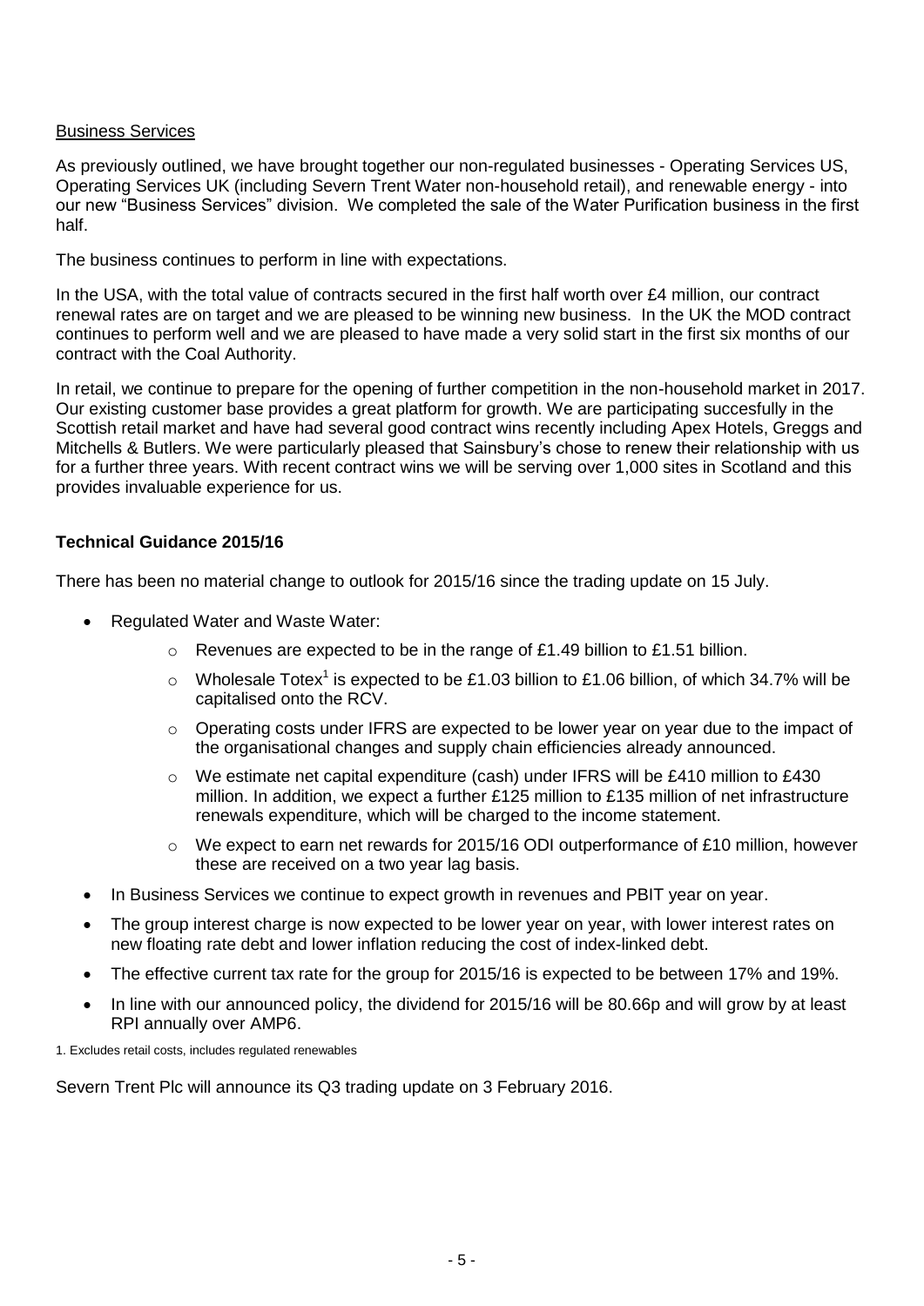Business Services

As previously outlined, we have brought together our non-regulated businesses - Operating Services US, Operating Services UK (including Severn Trent Water non-household retail), and renewable energy - into our new "Business Services" division. We completed the sale of the Water Purification business in the first half.

The business continues to perform in line with expectations.

In the USA, with the total value of contracts secured in the first half worth over £4 million, our contract renewal rates are on target and we are pleased to be winning new business. In the UK the MOD contract continues to perform well and we are pleased to have made a very solid start in the first six months of our contract with the Coal Authority.

In retail, we continue to prepare for the opening of further competition in the non-household market in 2017. Our existing customer base provides a great platform for growth. We are participating succesfully in the Scottish retail market and have had several good contract wins recently including Apex Hotels, Greggs and Mitchells & Butlers. We were particularly pleased that Sainsbury's chose to renew their relationship with us for a further three years. With recent contract wins we will be serving over 1,000 sites in Scotland and this provides invaluable experience for us.

**Technical Guidance 2015/16**

There has been no material change to outlook for 2015/16 since the trading update on 15 July.

- Regulated Water and Waste Water:
  - Revenues are expected to be in the range of £1.49 billion to £1.51 billion.
  - Wholesale Totex[1] is expected to be £1.03 billion to £1.06 billion, of which 34.7% will be capitalised onto the RCV.
  - Operating costs under IFRS are expected to be lower year on year due to the impact of the organisational changes and supply chain efficiencies already announced.
  - We estimate net capital expenditure (cash) under IFRS will be £410 million to £430 million. In addition, we expect a further £125 million to £135 million of net infrastructure renewals expenditure, which will be charged to the income statement.
  - We expect to earn net rewards for 2015/16 ODI outperformance of £10 million, however these are received on a two year lag basis.
- In Business Services we continue to expect growth in revenues and PBIT year on year.
- The group interest charge is now expected to be lower year on year, with lower interest rates on new floating rate debt and lower inflation reducing the cost of index-linked debt.
- The effective current tax rate for the group for 2015/16 is expected to be between 17% and 19%.
- In line with our announced policy, the dividend for 2015/16 will be 80.66p and will grow by at least RPI annually over AMP6.

1. Excludes retail costs, includes regulated renewables

Severn Trent Plc will announce its Q3 trading update on 3 February 2016.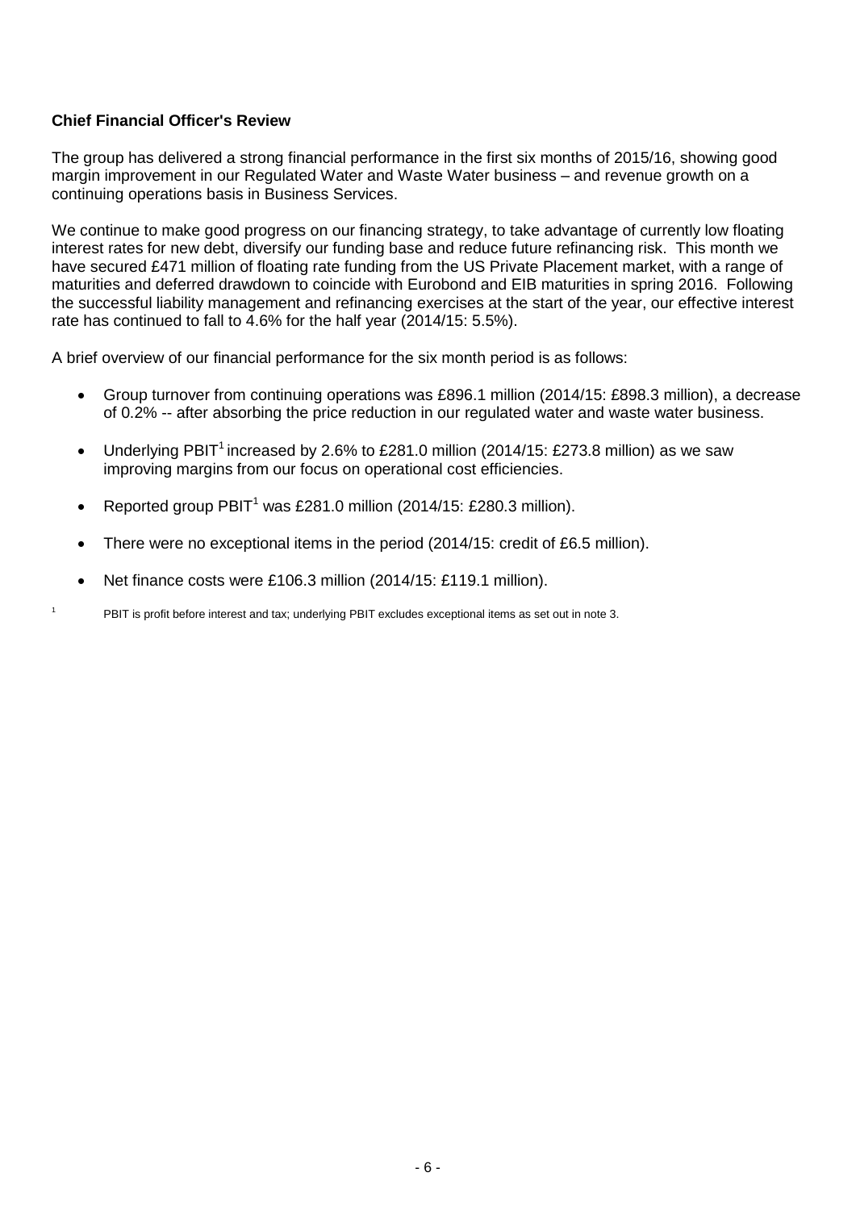**Chief Financial Officer's Review**

The group has delivered a strong financial performance in the first six months of 2015/16, showing good margin improvement in our Regulated Water and Waste Water business – and revenue growth on a continuing operations basis in Business Services.

We continue to make good progress on our financing strategy, to take advantage of currently low floating interest rates for new debt, diversify our funding base and reduce future refinancing risk. This month we have secured £471 million of floating rate funding from the US Private Placement market, with a range of maturities and deferred drawdown to coincide with Eurobond and EIB maturities in spring 2016. Following the successful liability management and refinancing exercises at the start of the year, our effective interest rate has continued to fall to 4.6% for the half year (2014/15: 5.5%).

A brief overview of our financial performance for the six month period is as follows:

- Group turnover from continuing operations was £896.1 million (2014/15: £898.3 million), a decrease of 0.2% -- after absorbing the price reduction in our regulated water and waste water business.
- Underlying PBIT[1] increased by 2.6% to £281.0 million (2014/15: £273.8 million) as we saw improving margins from our focus on operational cost efficiencies.
- Reported group PBIT[1] was £281.0 million (2014/15: £280.3 million).
- There were no exceptional items in the period (2014/15: credit of £6.5 million).
- Net finance costs were £106.3 million (2014/15: £119.1 million).

[1] PBIT is profit before interest and tax; underlying PBIT excludes exceptional items as set out in note 3.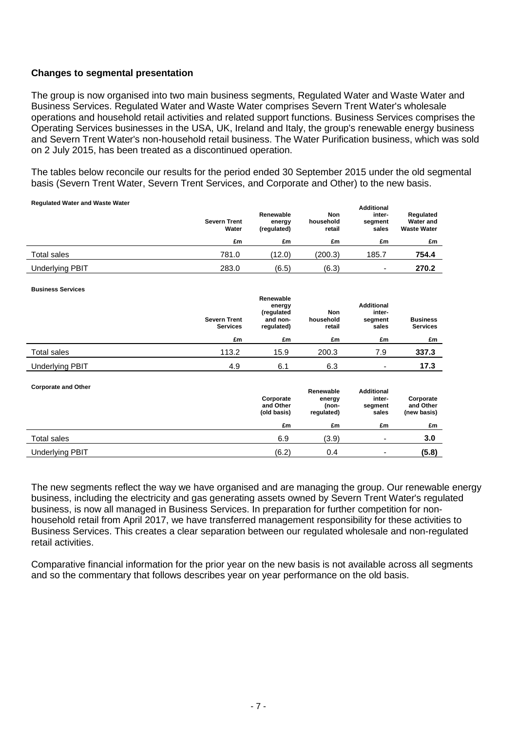### Changes to segmental presentation

The group is now organised into two main business segments, Regulated Water and Waste Water and Business Services. Regulated Water and Waste Water comprises Severn Trent Water's wholesale operations and household retail activities and related support functions. Business Services comprises the Operating Services businesses in the USA, UK, Ireland and Italy, the group's renewable energy business and Severn Trent Water's non-household retail business. The Water Purification business, which was sold on 2 July 2015, has been treated as a discontinued operation.

The tables below reconcile our results for the period ended 30 September 2015 under the old segmental basis (Severn Trent Water, Severn Trent Services, and Corporate and Other) to the new basis.

**Regulated Water and Waste Water**

| | Severn Trent Water | Renewable energy (regulated) | Non household retail | Additional inter-segment sales | Regulated Water and Waste Water |
|---|---|---|---|---|---|
| | £m | £m | £m | £m | £m |
| Total sales | 781.0 | (12.0) | (200.3) | 185.7 | **754.4** |
| Underlying PBIT | 283.0 | (6.5) | (6.3) | - | **270.2** |

**Business Services**

| | Severn Trent Services | Renewable energy (regulated and non-regulated) | Non household retail | Additional inter-segment sales | Business Services |
|---|---|---|---|---|---|
| | £m | £m | £m | £m | £m |
| Total sales | 113.2 | 15.9 | 200.3 | 7.9 | **337.3** |
| Underlying PBIT | 4.9 | 6.1 | 6.3 | - | **17.3** |

**Corporate and Other**

| | Corporate and Other (old basis) | Renewable energy (non-regulated) | Additional inter-segment sales | Corporate and Other (new basis) |
|---|---|---|---|---|
| | £m | £m | £m | £m |
| Total sales | 6.9 | (3.9) | - | **3.0** |
| Underlying PBIT | (6.2) | 0.4 | - | **(5.8)** |

The new segments reflect the way we have organised and are managing the group. Our renewable energy business, including the electricity and gas generating assets owned by Severn Trent Water's regulated business, is now all managed in Business Services. In preparation for further competition for non-household retail from April 2017, we have transferred management responsibility for these activities to Business Services. This creates a clear separation between our regulated wholesale and non-regulated retail activities.

Comparative financial information for the prior year on the new basis is not available across all segments and so the commentary that follows describes year on year performance on the old basis.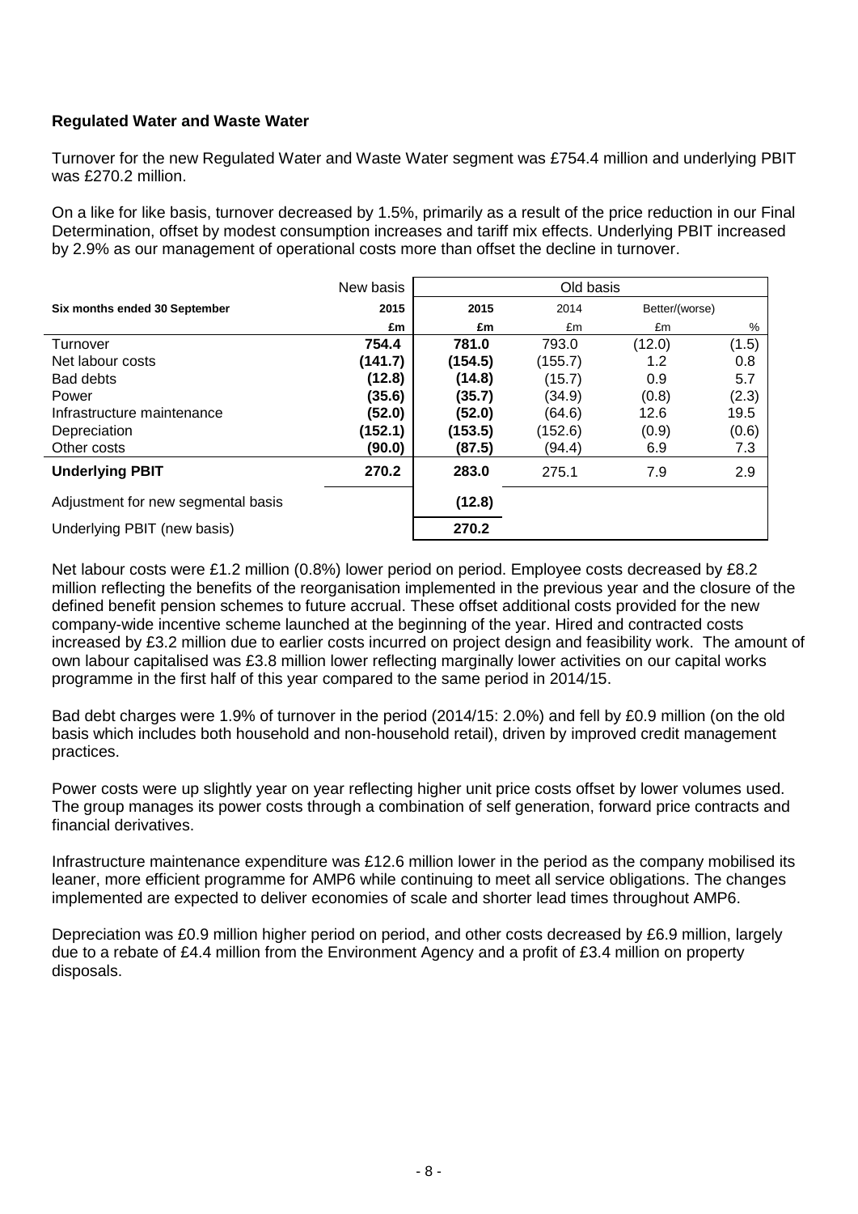**Regulated Water and Waste Water**

Turnover for the new Regulated Water and Waste Water segment was £754.4 million and underlying PBIT was £270.2 million.

On a like for like basis, turnover decreased by 1.5%, primarily as a result of the price reduction in our Final Determination, offset by modest consumption increases and tariff mix effects. Underlying PBIT increased by 2.9% as our management of operational costs more than offset the decline in turnover.

| | New basis | Old basis | | | |
|---|---|---|---|---|---|
| **Six months ended 30 September** | **2015** | **2015** | 2014 | Better/(worse) | |
| | **£m** | **£m** | £m | £m | % |
| Turnover | **754.4** | **781.0** | 793.0 | (12.0) | (1.5) |
| Net labour costs | **(141.7)** | **(154.5)** | (155.7) | 1.2 | 0.8 |
| Bad debts | **(12.8)** | **(14.8)** | (15.7) | 0.9 | 5.7 |
| Power | **(35.6)** | **(35.7)** | (34.9) | (0.8) | (2.3) |
| Infrastructure maintenance | **(52.0)** | **(52.0)** | (64.6) | 12.6 | 19.5 |
| Depreciation | **(152.1)** | **(153.5)** | (152.6) | (0.9) | (0.6) |
| Other costs | **(90.0)** | **(87.5)** | (94.4) | 6.9 | 7.3 |
| **Underlying PBIT** | **270.2** | **283.0** | 275.1 | 7.9 | 2.9 |
| Adjustment for new segmental basis | | **(12.8)** | | | |
| Underlying PBIT (new basis) | | **270.2** | | | |

Net labour costs were £1.2 million (0.8%) lower period on period. Employee costs decreased by £8.2 million reflecting the benefits of the reorganisation implemented in the previous year and the closure of the defined benefit pension schemes to future accrual. These offset additional costs provided for the new company-wide incentive scheme launched at the beginning of the year. Hired and contracted costs increased by £3.2 million due to earlier costs incurred on project design and feasibility work. The amount of own labour capitalised was £3.8 million lower reflecting marginally lower activities on our capital works programme in the first half of this year compared to the same period in 2014/15.

Bad debt charges were 1.9% of turnover in the period (2014/15: 2.0%) and fell by £0.9 million (on the old basis which includes both household and non-household retail), driven by improved credit management practices.

Power costs were up slightly year on year reflecting higher unit price costs offset by lower volumes used. The group manages its power costs through a combination of self generation, forward price contracts and financial derivatives.

Infrastructure maintenance expenditure was £12.6 million lower in the period as the company mobilised its leaner, more efficient programme for AMP6 while continuing to meet all service obligations. The changes implemented are expected to deliver economies of scale and shorter lead times throughout AMP6.

Depreciation was £0.9 million higher period on period, and other costs decreased by £6.9 million, largely due to a rebate of £4.4 million from the Environment Agency and a profit of £3.4 million on property disposals.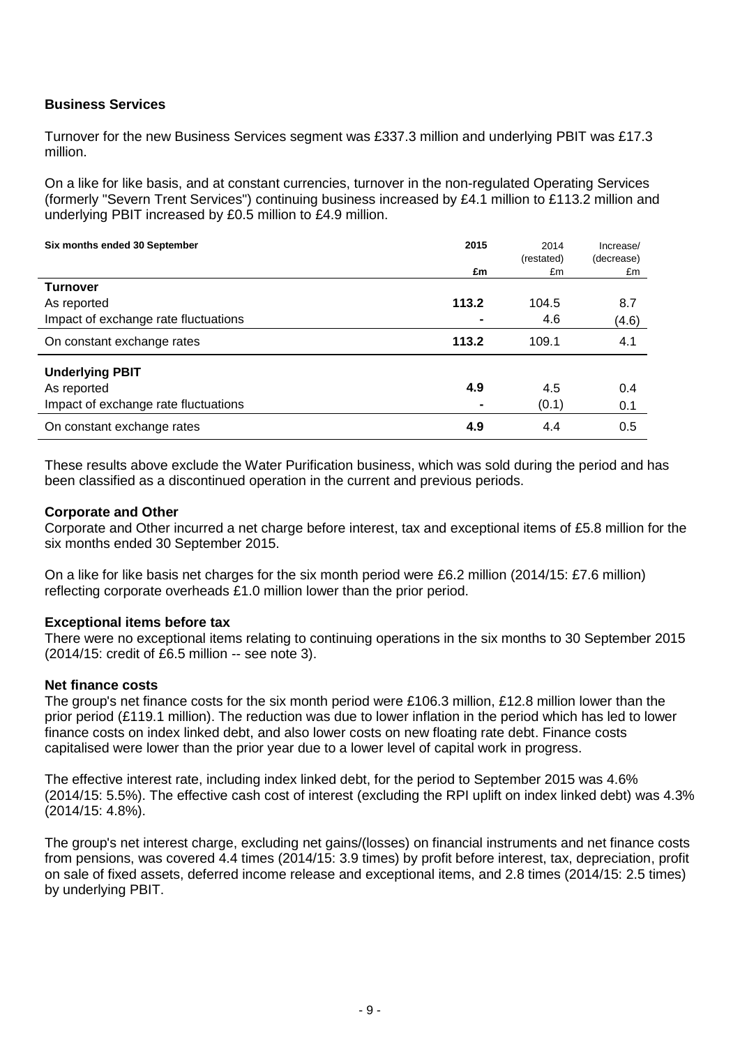**Business Services**

Turnover for the new Business Services segment was £337.3 million and underlying PBIT was £17.3 million.

On a like for like basis, and at constant currencies, turnover in the non-regulated Operating Services (formerly "Severn Trent Services") continuing business increased by £4.1 million to £113.2 million and underlying PBIT increased by £0.5 million to £4.9 million.

| Six months ended 30 September | 2015 | 2014 (restated) | Increase/ (decrease) |
|---|---|---|---|
| | £m | £m | £m |
| **Turnover** | | | |
| As reported | **113.2** | 104.5 | 8.7 |
| Impact of exchange rate fluctuations | **-** | 4.6 | (4.6) |
| On constant exchange rates | **113.2** | 109.1 | 4.1 |
| **Underlying PBIT** | | | |
| As reported | **4.9** | 4.5 | 0.4 |
| Impact of exchange rate fluctuations | **-** | (0.1) | 0.1 |
| On constant exchange rates | **4.9** | 4.4 | 0.5 |

These results above exclude the Water Purification business, which was sold during the period and has been classified as a discontinued operation in the current and previous periods.

**Corporate and Other**

Corporate and Other incurred a net charge before interest, tax and exceptional items of £5.8 million for the six months ended 30 September 2015.

On a like for like basis net charges for the six month period were £6.2 million (2014/15: £7.6 million) reflecting corporate overheads £1.0 million lower than the prior period.

**Exceptional items before tax**

There were no exceptional items relating to continuing operations in the six months to 30 September 2015 (2014/15: credit of £6.5 million -- see note 3).

**Net finance costs**

The group's net finance costs for the six month period were £106.3 million, £12.8 million lower than the prior period (£119.1 million). The reduction was due to lower inflation in the period which has led to lower finance costs on index linked debt, and also lower costs on new floating rate debt. Finance costs capitalised were lower than the prior year due to a lower level of capital work in progress.

The effective interest rate, including index linked debt, for the period to September 2015 was 4.6% (2014/15: 5.5%). The effective cash cost of interest (excluding the RPI uplift on index linked debt) was 4.3% (2014/15: 4.8%).

The group's net interest charge, excluding net gains/(losses) on financial instruments and net finance costs from pensions, was covered 4.4 times (2014/15: 3.9 times) by profit before interest, tax, depreciation, profit on sale of fixed assets, deferred income release and exceptional items, and 2.8 times (2014/15: 2.5 times) by underlying PBIT.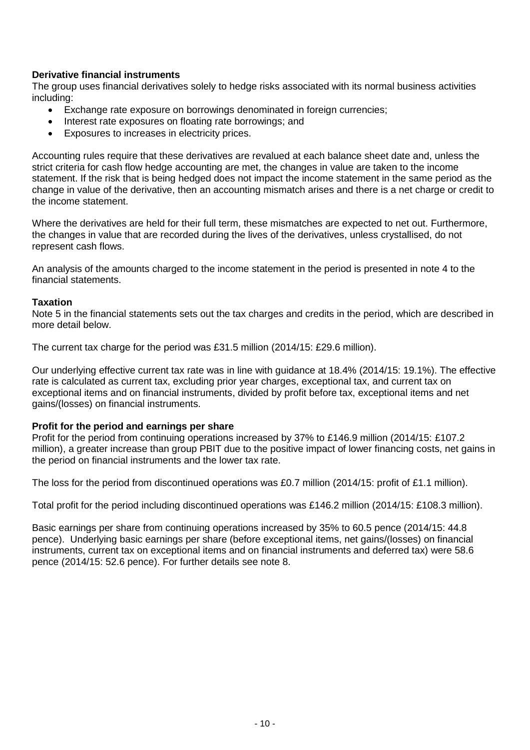**Derivative financial instruments**

The group uses financial derivatives solely to hedge risks associated with its normal business activities including:

- Exchange rate exposure on borrowings denominated in foreign currencies;
- Interest rate exposures on floating rate borrowings; and
- Exposures to increases in electricity prices.

Accounting rules require that these derivatives are revalued at each balance sheet date and, unless the strict criteria for cash flow hedge accounting are met, the changes in value are taken to the income statement. If the risk that is being hedged does not impact the income statement in the same period as the change in value of the derivative, then an accounting mismatch arises and there is a net charge or credit to the income statement.

Where the derivatives are held for their full term, these mismatches are expected to net out. Furthermore, the changes in value that are recorded during the lives of the derivatives, unless crystallised, do not represent cash flows.

An analysis of the amounts charged to the income statement in the period is presented in note 4 to the financial statements.

**Taxation**

Note 5 in the financial statements sets out the tax charges and credits in the period, which are described in more detail below.

The current tax charge for the period was £31.5 million (2014/15: £29.6 million).

Our underlying effective current tax rate was in line with guidance at 18.4% (2014/15: 19.1%). The effective rate is calculated as current tax, excluding prior year charges, exceptional tax, and current tax on exceptional items and on financial instruments, divided by profit before tax, exceptional items and net gains/(losses) on financial instruments.

**Profit for the period and earnings per share**

Profit for the period from continuing operations increased by 37% to £146.9 million (2014/15: £107.2 million), a greater increase than group PBIT due to the positive impact of lower financing costs, net gains in the period on financial instruments and the lower tax rate.

The loss for the period from discontinued operations was £0.7 million (2014/15: profit of £1.1 million).

Total profit for the period including discontinued operations was £146.2 million (2014/15: £108.3 million).

Basic earnings per share from continuing operations increased by 35% to 60.5 pence (2014/15: 44.8 pence). Underlying basic earnings per share (before exceptional items, net gains/(losses) on financial instruments, current tax on exceptional items and on financial instruments and deferred tax) were 58.6 pence (2014/15: 52.6 pence). For further details see note 8.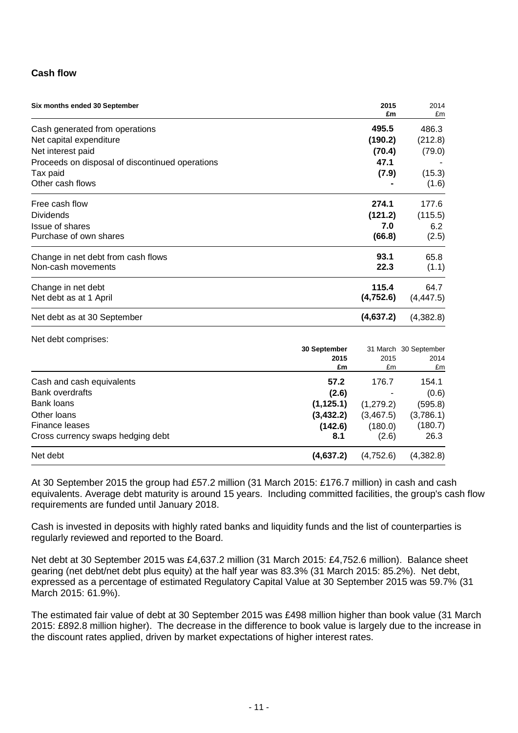## Cash flow

| Six months ended 30 September | 2015 £m | 2014 £m |
|---|---|---|
| Cash generated from operations | **495.5** | 486.3 |
| Net capital expenditure | **(190.2)** | (212.8) |
| Net interest paid | **(70.4)** | (79.0) |
| Proceeds on disposal of discontinued operations | **47.1** | - |
| Tax paid | **(7.9)** | (15.3) |
| Other cash flows | **-** | (1.6) |
| Free cash flow | **274.1** | 177.6 |
| Dividends | **(121.2)** | (115.5) |
| Issue of shares | **7.0** | 6.2 |
| Purchase of own shares | **(66.8)** | (2.5) |
| Change in net debt from cash flows | **93.1** | 65.8 |
| Non-cash movements | **22.3** | (1.1) |
| Change in net debt | **115.4** | 64.7 |
| Net debt as at 1 April | **(4,752.6)** | (4,447.5) |
| Net debt as at 30 September | **(4,637.2)** | (4,382.8) |

Net debt comprises:

| | 30 September 2015 £m | 31 March 2015 £m | 30 September 2014 £m |
|---|---|---|---|
| Cash and cash equivalents | **57.2** | 176.7 | 154.1 |
| Bank overdrafts | **(2.6)** | - | (0.6) |
| Bank loans | **(1,125.1)** | (1,279.2) | (595.8) |
| Other loans | **(3,432.2)** | (3,467.5) | (3,786.1) |
| Finance leases | **(142.6)** | (180.0) | (180.7) |
| Cross currency swaps hedging debt | **8.1** | (2.6) | 26.3 |
| Net debt | **(4,637.2)** | (4,752.6) | (4,382.8) |

At 30 September 2015 the group had £57.2 million (31 March 2015: £176.7 million) in cash and cash equivalents. Average debt maturity is around 15 years. Including committed facilities, the group's cash flow requirements are funded until January 2018.

Cash is invested in deposits with highly rated banks and liquidity funds and the list of counterparties is regularly reviewed and reported to the Board.

Net debt at 30 September 2015 was £4,637.2 million (31 March 2015: £4,752.6 million). Balance sheet gearing (net debt/net debt plus equity) at the half year was 83.3% (31 March 2015: 85.2%). Net debt, expressed as a percentage of estimated Regulatory Capital Value at 30 September 2015 was 59.7% (31 March 2015: 61.9%).

The estimated fair value of debt at 30 September 2015 was £498 million higher than book value (31 March 2015: £892.8 million higher). The decrease in the difference to book value is largely due to the increase in the discount rates applied, driven by market expectations of higher interest rates.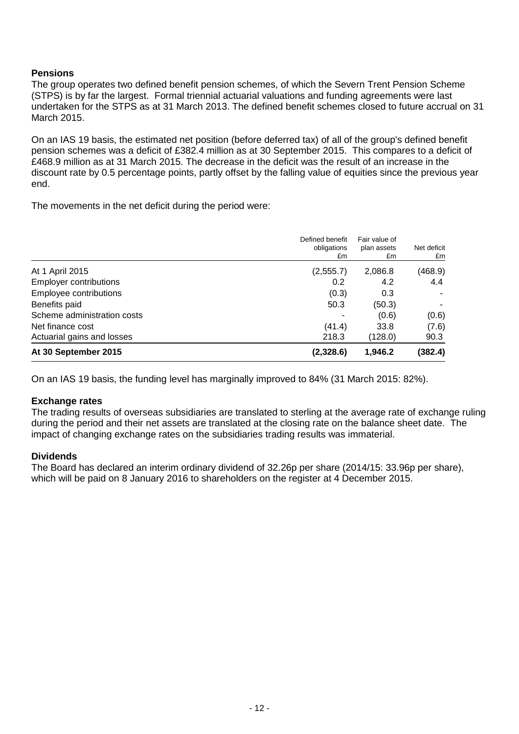## Pensions

The group operates two defined benefit pension schemes, of which the Severn Trent Pension Scheme (STPS) is by far the largest. Formal triennial actuarial valuations and funding agreements were last undertaken for the STPS as at 31 March 2013. The defined benefit schemes closed to future accrual on 31 March 2015.

On an IAS 19 basis, the estimated net position (before deferred tax) of all of the group's defined benefit pension schemes was a deficit of £382.4 million as at 30 September 2015. This compares to a deficit of £468.9 million as at 31 March 2015. The decrease in the deficit was the result of an increase in the discount rate by 0.5 percentage points, partly offset by the falling value of equities since the previous year end.

The movements in the net deficit during the period were:

| | Defined benefit obligations £m | Fair value of plan assets £m | Net deficit £m |
|---|---|---|---|
| At 1 April 2015 | (2,555.7) | 2,086.8 | (468.9) |
| Employer contributions | 0.2 | 4.2 | 4.4 |
| Employee contributions | (0.3) | 0.3 | - |
| Benefits paid | 50.3 | (50.3) | - |
| Scheme administration costs | - | (0.6) | (0.6) |
| Net finance cost | (41.4) | 33.8 | (7.6) |
| Actuarial gains and losses | 218.3 | (128.0) | 90.3 |
| **At 30 September 2015** | **(2,328.6)** | **1,946.2** | **(382.4)** |

On an IAS 19 basis, the funding level has marginally improved to 84% (31 March 2015: 82%).

## Exchange rates

The trading results of overseas subsidiaries are translated to sterling at the average rate of exchange ruling during the period and their net assets are translated at the closing rate on the balance sheet date. The impact of changing exchange rates on the subsidiaries trading results was immaterial.

## Dividends

The Board has declared an interim ordinary dividend of 32.26p per share (2014/15: 33.96p per share), which will be paid on 8 January 2016 to shareholders on the register at 4 December 2015.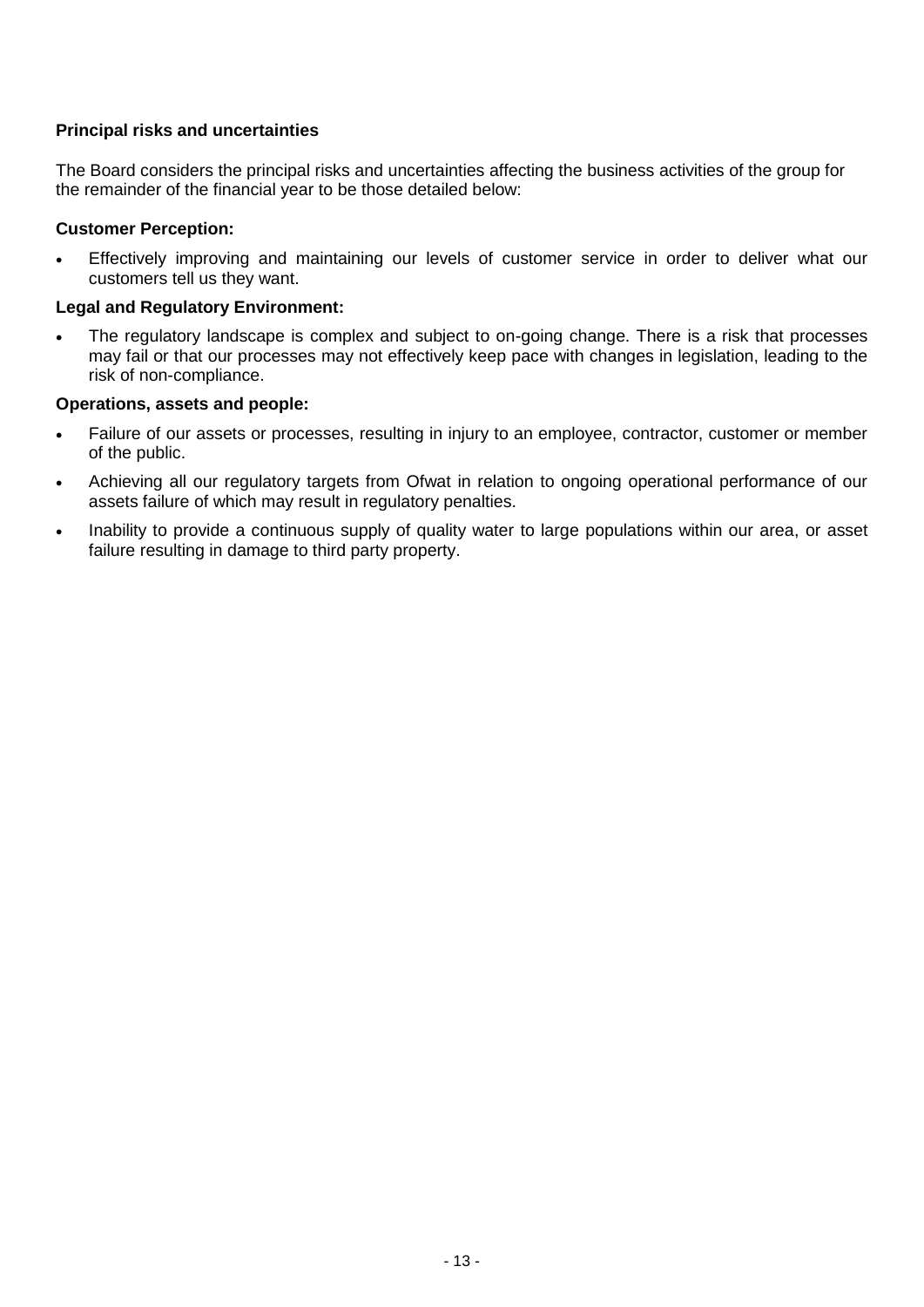## Principal risks and uncertainties

The Board considers the principal risks and uncertainties affecting the business activities of the group for the remainder of the financial year to be those detailed below:

### Customer Perception:

- Effectively improving and maintaining our levels of customer service in order to deliver what our customers tell us they want.

### Legal and Regulatory Environment:

- The regulatory landscape is complex and subject to on-going change. There is a risk that processes may fail or that our processes may not effectively keep pace with changes in legislation, leading to the risk of non-compliance.

### Operations, assets and people:

- Failure of our assets or processes, resulting in injury to an employee, contractor, customer or member of the public.
- Achieving all our regulatory targets from Ofwat in relation to ongoing operational performance of our assets failure of which may result in regulatory penalties.
- Inability to provide a continuous supply of quality water to large populations within our area, or asset failure resulting in damage to third party property.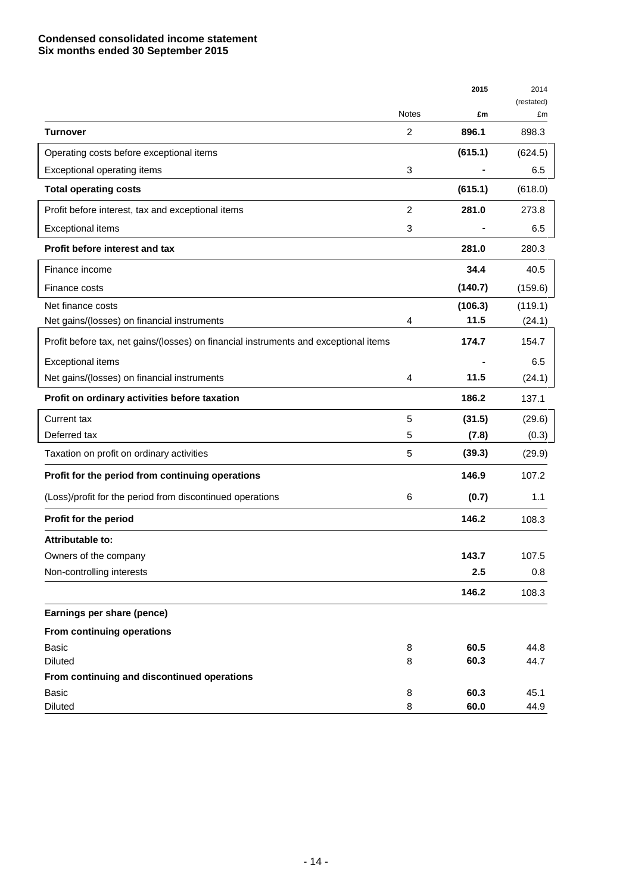**Condensed consolidated income statement**
**Six months ended 30 September 2015**

| | Notes | 2015 £m | 2014 (restated) £m |
|---|---|---|---|
| **Turnover** | 2 | **896.1** | 898.3 |
| Operating costs before exceptional items | | **(615.1)** | (624.5) |
| Exceptional operating items | 3 | **-** | 6.5 |
| **Total operating costs** | | **(615.1)** | (618.0) |
| Profit before interest, tax and exceptional items | 2 | **281.0** | 273.8 |
| Exceptional items | 3 | **-** | 6.5 |
| **Profit before interest and tax** | | **281.0** | 280.3 |
| Finance income | | **34.4** | 40.5 |
| Finance costs | | **(140.7)** | (159.6) |
| Net finance costs | | **(106.3)** | (119.1) |
| Net gains/(losses) on financial instruments | 4 | **11.5** | (24.1) |
| Profit before tax, net gains/(losses) on financial instruments and exceptional items | | **174.7** | 154.7 |
| Exceptional items | | **-** | 6.5 |
| Net gains/(losses) on financial instruments | 4 | **11.5** | (24.1) |
| **Profit on ordinary activities before taxation** | | **186.2** | 137.1 |
| Current tax | 5 | **(31.5)** | (29.6) |
| Deferred tax | 5 | **(7.8)** | (0.3) |
| Taxation on profit on ordinary activities | 5 | **(39.3)** | (29.9) |
| **Profit for the period from continuing operations** | | **146.9** | 107.2 |
| (Loss)/profit for the period from discontinued operations | 6 | **(0.7)** | 1.1 |
| **Profit for the period** | | **146.2** | 108.3 |
| **Attributable to:** | | | |
| Owners of the company | | **143.7** | 107.5 |
| Non-controlling interests | | **2.5** | 0.8 |
| | | **146.2** | 108.3 |
| **Earnings per share (pence)** | | | |
| **From continuing operations** | | | |
| Basic | 8 | **60.5** | 44.8 |
| Diluted | 8 | **60.3** | 44.7 |
| **From continuing and discontinued operations** | | | |
| Basic | 8 | **60.3** | 45.1 |
| Diluted | 8 | **60.0** | 44.9 |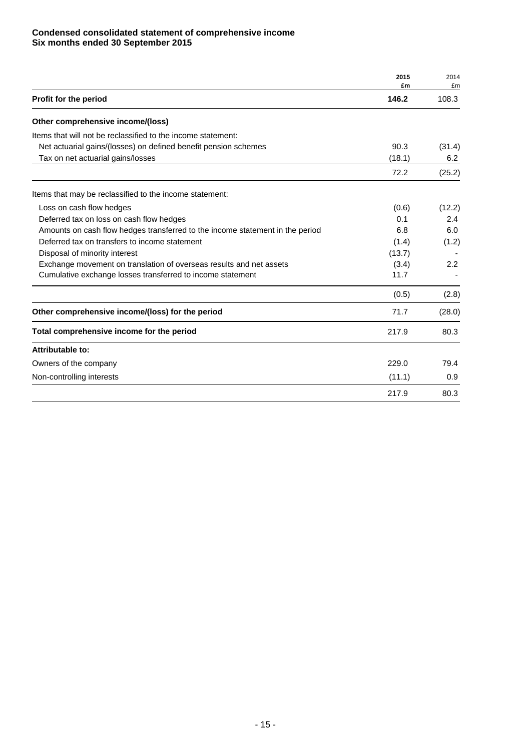**Condensed consolidated statement of comprehensive income**
**Six months ended 30 September 2015**

| | **2015** **£m** | 2014 £m |
|---|---|---|
| **Profit for the period** | **146.2** | 108.3 |
| **Other comprehensive income/(loss)** | | |
| Items that will not be reclassified to the income statement: | | |
| Net actuarial gains/(losses) on defined benefit pension schemes | 90.3 | (31.4) |
| Tax on net actuarial gains/losses | (18.1) | 6.2 |
| | 72.2 | (25.2) |
| Items that may be reclassified to the income statement: | | |
| Loss on cash flow hedges | (0.6) | (12.2) |
| Deferred tax on loss on cash flow hedges | 0.1 | 2.4 |
| Amounts on cash flow hedges transferred to the income statement in the period | 6.8 | 6.0 |
| Deferred tax on transfers to income statement | (1.4) | (1.2) |
| Disposal of minority interest | (13.7) | - |
| Exchange movement on translation of overseas results and net assets | (3.4) | 2.2 |
| Cumulative exchange losses transferred to income statement | 11.7 | - |
| | (0.5) | (2.8) |
| **Other comprehensive income/(loss) for the period** | 71.7 | (28.0) |
| **Total comprehensive income for the period** | 217.9 | 80.3 |
| **Attributable to:** | | |
| Owners of the company | 229.0 | 79.4 |
| Non-controlling interests | (11.1) | 0.9 |
| | 217.9 | 80.3 |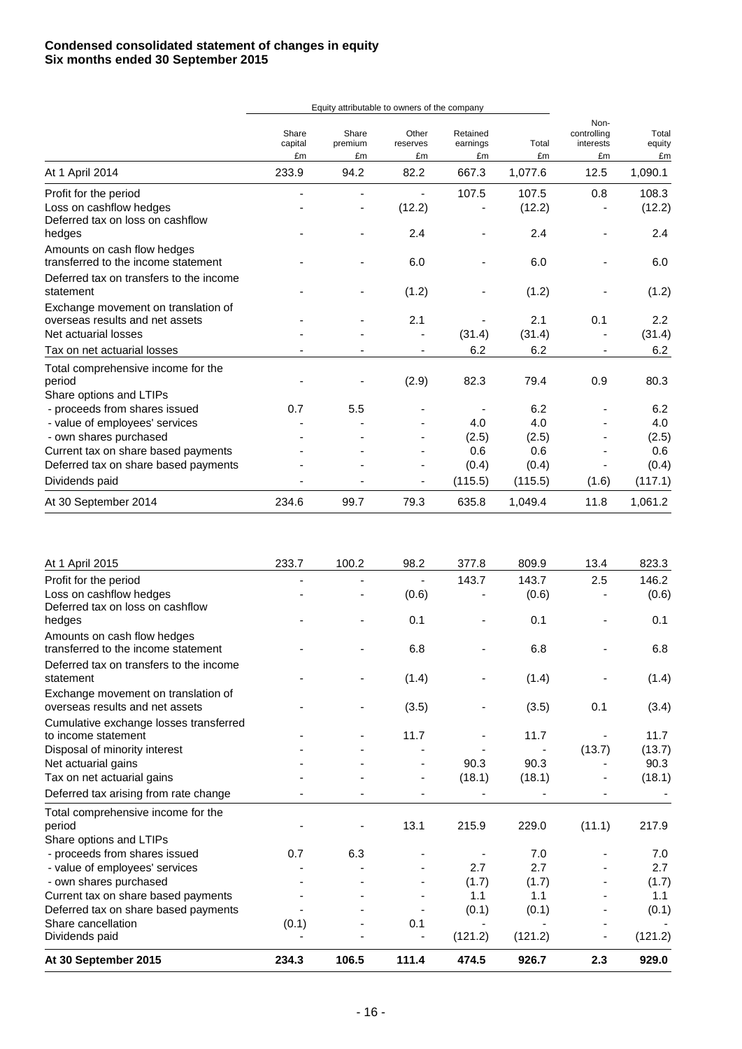**Condensed consolidated statement of changes in equity**
**Six months ended 30 September 2015**

| | Equity attributable to owners of the company | | | | | | |
|---|---|---|---|---|---|---|---|
| | Share capital £m | Share premium £m | Other reserves £m | Retained earnings £m | Total £m | Non-controlling interests £m | Total equity £m |
| At 1 April 2014 | 233.9 | 94.2 | 82.2 | 667.3 | 1,077.6 | 12.5 | 1,090.1 |
| Profit for the period | - | - | - | 107.5 | 107.5 | 0.8 | 108.3 |
| Loss on cashflow hedges | - | - | (12.2) | - | (12.2) | - | (12.2) |
| Deferred tax on loss on cashflow hedges | - | - | 2.4 | - | 2.4 | - | 2.4 |
| Amounts on cash flow hedges transferred to the income statement | - | - | 6.0 | - | 6.0 | - | 6.0 |
| Deferred tax on transfers to the income statement | - | - | (1.2) | - | (1.2) | - | (1.2) |
| Exchange movement on translation of overseas results and net assets | - | - | 2.1 | - | 2.1 | 0.1 | 2.2 |
| Net actuarial losses | - | - | - | (31.4) | (31.4) | - | (31.4) |
| Tax on net actuarial losses | - | - | - | 6.2 | 6.2 | - | 6.2 |
| Total comprehensive income for the period | - | - | (2.9) | 82.3 | 79.4 | 0.9 | 80.3 |
| Share options and LTIPs | | | | | | | |
| - proceeds from shares issued | 0.7 | 5.5 | - | - | 6.2 | - | 6.2 |
| - value of employees' services | - | - | - | 4.0 | 4.0 | - | 4.0 |
| - own shares purchased | - | - | - | (2.5) | (2.5) | - | (2.5) |
| Current tax on share based payments | - | - | - | 0.6 | 0.6 | - | 0.6 |
| Deferred tax on share based payments | - | - | - | (0.4) | (0.4) | - | (0.4) |
| Dividends paid | - | - | - | (115.5) | (115.5) | (1.6) | (117.1) |
| At 30 September 2014 | 234.6 | 99.7 | 79.3 | 635.8 | 1,049.4 | 11.8 | 1,061.2 |

| | Share capital £m | Share premium £m | Other reserves £m | Retained earnings £m | Total £m | Non-controlling interests £m | Total equity £m |
|---|---|---|---|---|---|---|---|
| At 1 April 2015 | 233.7 | 100.2 | 98.2 | 377.8 | 809.9 | 13.4 | 823.3 |
| Profit for the period | - | - | - | 143.7 | 143.7 | 2.5 | 146.2 |
| Loss on cashflow hedges | - | - | (0.6) | - | (0.6) | - | (0.6) |
| Deferred tax on loss on cashflow hedges | - | - | 0.1 | - | 0.1 | - | 0.1 |
| Amounts on cash flow hedges transferred to the income statement | - | - | 6.8 | - | 6.8 | - | 6.8 |
| Deferred tax on transfers to the income statement | - | - | (1.4) | - | (1.4) | - | (1.4) |
| Exchange movement on translation of overseas results and net assets | - | - | (3.5) | - | (3.5) | 0.1 | (3.4) |
| Cumulative exchange losses transferred to income statement | - | - | 11.7 | - | 11.7 | - | 11.7 |
| Disposal of minority interest | - | - | - | - | - | (13.7) | (13.7) |
| Net actuarial gains | - | - | - | 90.3 | 90.3 | - | 90.3 |
| Tax on net actuarial gains | - | - | - | (18.1) | (18.1) | - | (18.1) |
| Deferred tax arising from rate change | - | - | - | - | - | - | - |
| Total comprehensive income for the period | - | - | 13.1 | 215.9 | 229.0 | (11.1) | 217.9 |
| Share options and LTIPs | | | | | | | |
| - proceeds from shares issued | 0.7 | 6.3 | - | - | 7.0 | - | 7.0 |
| - value of employees' services | - | - | - | 2.7 | 2.7 | - | 2.7 |
| - own shares purchased | - | - | - | (1.7) | (1.7) | - | (1.7) |
| Current tax on share based payments | - | - | - | 1.1 | 1.1 | - | 1.1 |
| Deferred tax on share based payments | - | - | - | (0.1) | (0.1) | - | (0.1) |
| Share cancellation | (0.1) | - | 0.1 | - | - | - | - |
| Dividends paid | - | - | - | (121.2) | (121.2) | - | (121.2) |
| **At 30 September 2015** | **234.3** | **106.5** | **111.4** | **474.5** | **926.7** | **2.3** | **929.0** |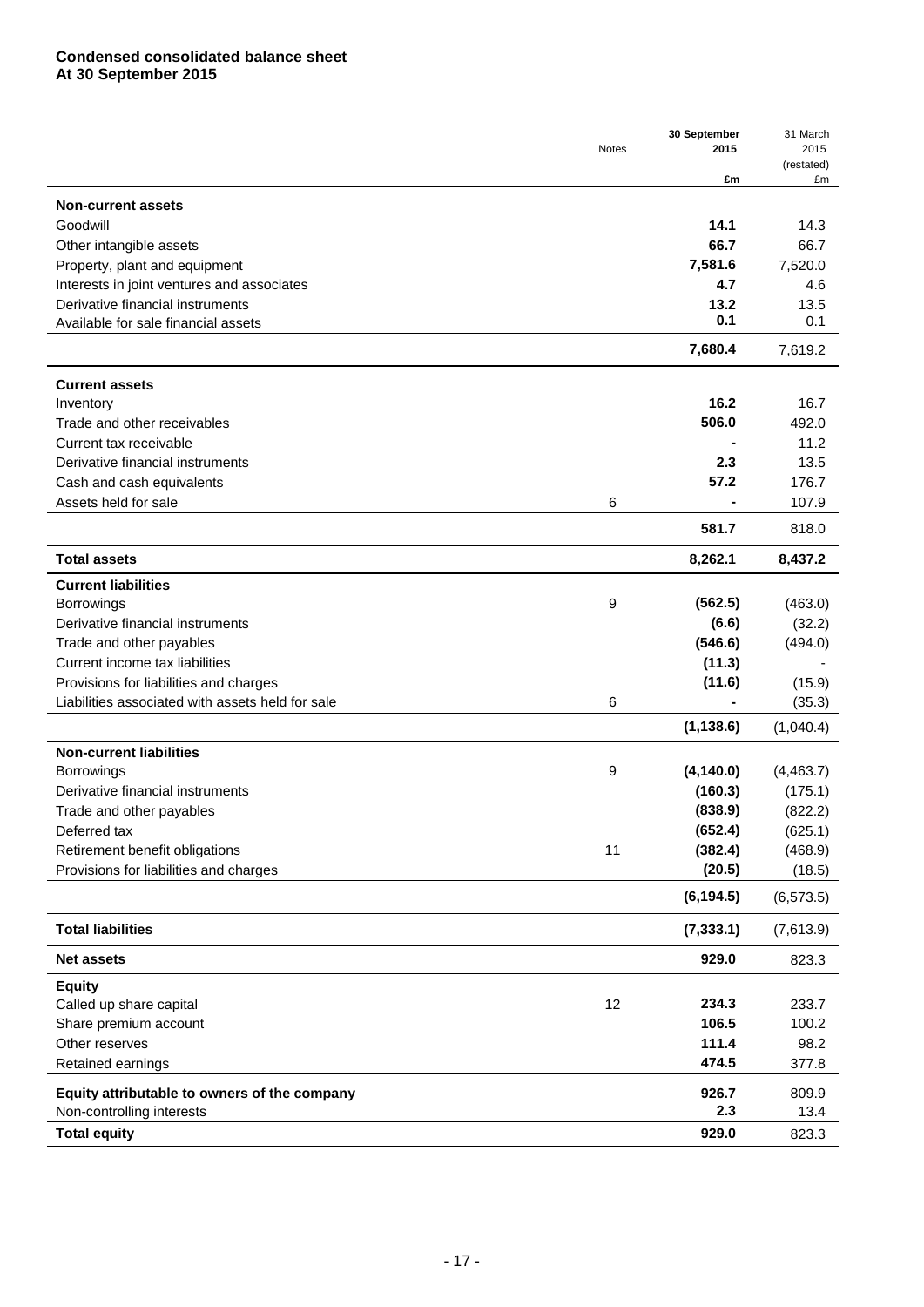**Condensed consolidated balance sheet**
**At 30 September 2015**

| | Notes | 30 September 2015 £m | 31 March 2015 (restated) £m |
|---|---|---|---|
| **Non-current assets** | | | |
| Goodwill | | **14.1** | 14.3 |
| Other intangible assets | | **66.7** | 66.7 |
| Property, plant and equipment | | **7,581.6** | 7,520.0 |
| Interests in joint ventures and associates | | **4.7** | 4.6 |
| Derivative financial instruments | | **13.2** | 13.5 |
| Available for sale financial assets | | **0.1** | 0.1 |
| | | **7,680.4** | 7,619.2 |
| **Current assets** | | | |
| Inventory | | **16.2** | 16.7 |
| Trade and other receivables | | **506.0** | 492.0 |
| Current tax receivable | | **-** | 11.2 |
| Derivative financial instruments | | **2.3** | 13.5 |
| Cash and cash equivalents | | **57.2** | 176.7 |
| Assets held for sale | 6 | **-** | 107.9 |
| | | **581.7** | 818.0 |
| **Total assets** | | **8,262.1** | **8,437.2** |
| **Current liabilities** | | | |
| Borrowings | 9 | **(562.5)** | (463.0) |
| Derivative financial instruments | | **(6.6)** | (32.2) |
| Trade and other payables | | **(546.6)** | (494.0) |
| Current income tax liabilities | | **(11.3)** | - |
| Provisions for liabilities and charges | | **(11.6)** | (15.9) |
| Liabilities associated with assets held for sale | 6 | **-** | (35.3) |
| | | **(1,138.6)** | (1,040.4) |
| **Non-current liabilities** | | | |
| Borrowings | 9 | **(4,140.0)** | (4,463.7) |
| Derivative financial instruments | | **(160.3)** | (175.1) |
| Trade and other payables | | **(838.9)** | (822.2) |
| Deferred tax | | **(652.4)** | (625.1) |
| Retirement benefit obligations | 11 | **(382.4)** | (468.9) |
| Provisions for liabilities and charges | | **(20.5)** | (18.5) |
| | | **(6,194.5)** | (6,573.5) |
| **Total liabilities** | | **(7,333.1)** | (7,613.9) |
| **Net assets** | | **929.0** | 823.3 |
| **Equity** | | | |
| Called up share capital | 12 | **234.3** | 233.7 |
| Share premium account | | **106.5** | 100.2 |
| Other reserves | | **111.4** | 98.2 |
| Retained earnings | | **474.5** | 377.8 |
| **Equity attributable to owners of the company** | | **926.7** | 809.9 |
| Non-controlling interests | | **2.3** | 13.4 |
| **Total equity** | | **929.0** | 823.3 |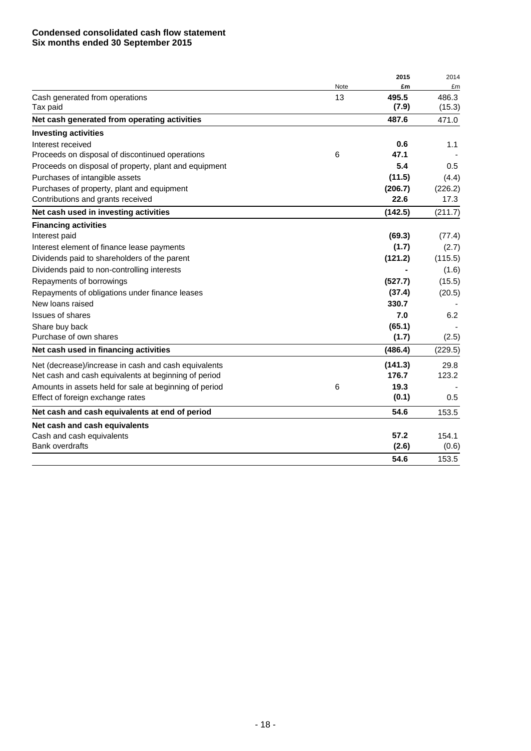**Condensed consolidated cash flow statement**
**Six months ended 30 September 2015**

| | Note | 2015 £m | 2014 £m |
|---|---|---|---|
| Cash generated from operations | 13 | **495.5** | 486.3 |
| Tax paid | | **(7.9)** | (15.3) |
| **Net cash generated from operating activities** | | **487.6** | 471.0 |
| **Investing activities** | | | |
| Interest received | | **0.6** | 1.1 |
| Proceeds on disposal of discontinued operations | 6 | **47.1** | - |
| Proceeds on disposal of property, plant and equipment | | **5.4** | 0.5 |
| Purchases of intangible assets | | **(11.5)** | (4.4) |
| Purchases of property, plant and equipment | | **(206.7)** | (226.2) |
| Contributions and grants received | | **22.6** | 17.3 |
| **Net cash used in investing activities** | | **(142.5)** | (211.7) |
| **Financing activities** | | | |
| Interest paid | | **(69.3)** | (77.4) |
| Interest element of finance lease payments | | **(1.7)** | (2.7) |
| Dividends paid to shareholders of the parent | | **(121.2)** | (115.5) |
| Dividends paid to non-controlling interests | | **-** | (1.6) |
| Repayments of borrowings | | **(527.7)** | (15.5) |
| Repayments of obligations under finance leases | | **(37.4)** | (20.5) |
| New loans raised | | **330.7** | - |
| Issues of shares | | **7.0** | 6.2 |
| Share buy back | | **(65.1)** | - |
| Purchase of own shares | | **(1.7)** | (2.5) |
| **Net cash used in financing activities** | | **(486.4)** | (229.5) |
| Net (decrease)/increase in cash and cash equivalents | | **(141.3)** | 29.8 |
| Net cash and cash equivalents at beginning of period | | **176.7** | 123.2 |
| Amounts in assets held for sale at beginning of period | 6 | **19.3** | - |
| Effect of foreign exchange rates | | **(0.1)** | 0.5 |
| **Net cash and cash equivalents at end of period** | | **54.6** | 153.5 |
| **Net cash and cash equivalents** | | | |
| Cash and cash equivalents | | **57.2** | 154.1 |
| Bank overdrafts | | **(2.6)** | (0.6) |
| | | **54.6** | 153.5 |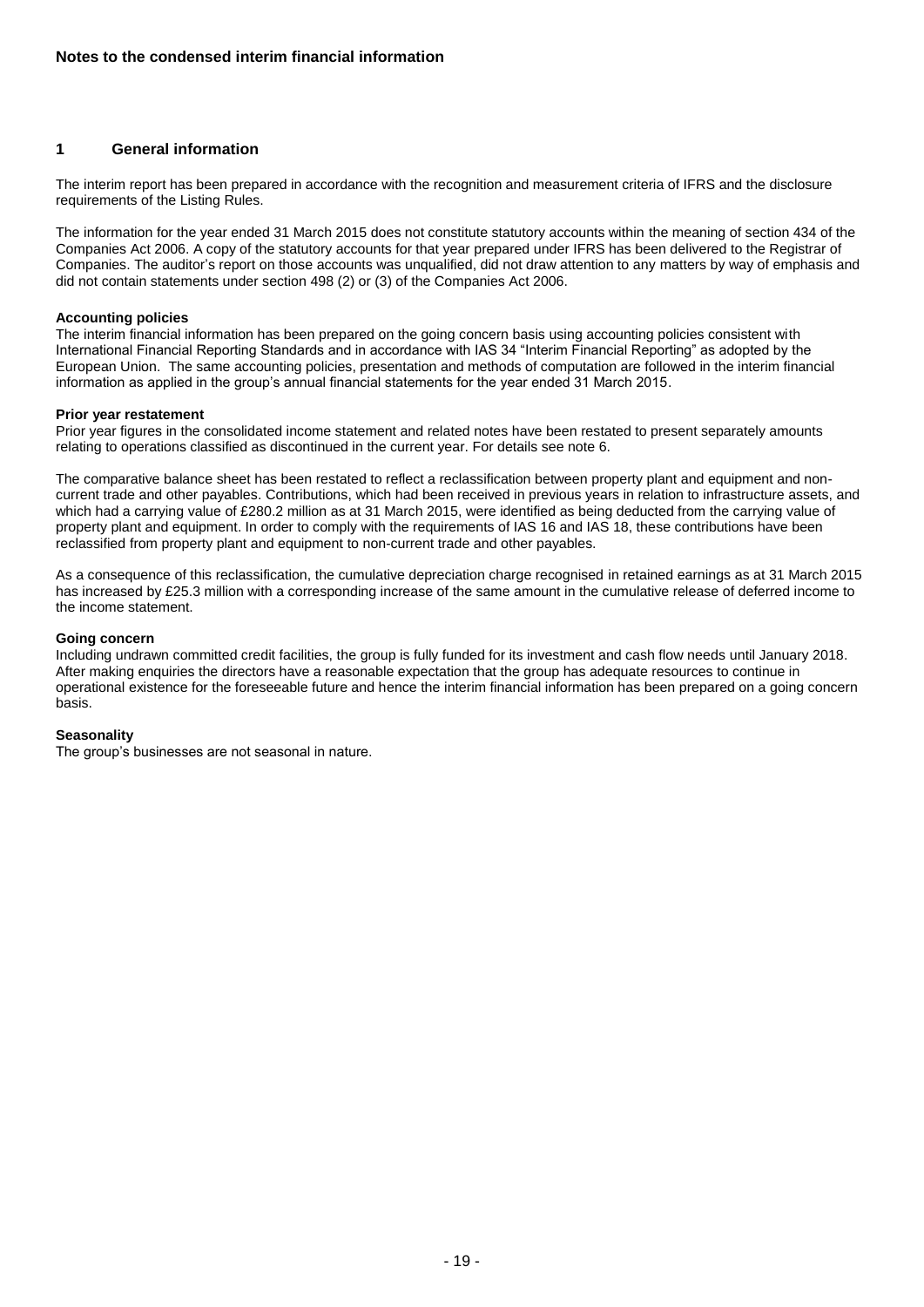**Notes to the condensed interim financial information**

## 1 General information

The interim report has been prepared in accordance with the recognition and measurement criteria of IFRS and the disclosure requirements of the Listing Rules.

The information for the year ended 31 March 2015 does not constitute statutory accounts within the meaning of section 434 of the Companies Act 2006. A copy of the statutory accounts for that year prepared under IFRS has been delivered to the Registrar of Companies. The auditor's report on those accounts was unqualified, did not draw attention to any matters by way of emphasis and did not contain statements under section 498 (2) or (3) of the Companies Act 2006.

**Accounting policies**
The interim financial information has been prepared on the going concern basis using accounting policies consistent with International Financial Reporting Standards and in accordance with IAS 34 "Interim Financial Reporting" as adopted by the European Union. The same accounting policies, presentation and methods of computation are followed in the interim financial information as applied in the group's annual financial statements for the year ended 31 March 2015.

**Prior year restatement**
Prior year figures in the consolidated income statement and related notes have been restated to present separately amounts relating to operations classified as discontinued in the current year. For details see note 6.

The comparative balance sheet has been restated to reflect a reclassification between property plant and equipment and non-current trade and other payables. Contributions, which had been received in previous years in relation to infrastructure assets, and which had a carrying value of £280.2 million as at 31 March 2015, were identified as being deducted from the carrying value of property plant and equipment. In order to comply with the requirements of IAS 16 and IAS 18, these contributions have been reclassified from property plant and equipment to non-current trade and other payables.

As a consequence of this reclassification, the cumulative depreciation charge recognised in retained earnings as at 31 March 2015 has increased by £25.3 million with a corresponding increase of the same amount in the cumulative release of deferred income to the income statement.

**Going concern**
Including undrawn committed credit facilities, the group is fully funded for its investment and cash flow needs until January 2018. After making enquiries the directors have a reasonable expectation that the group has adequate resources to continue in operational existence for the foreseeable future and hence the interim financial information has been prepared on a going concern basis.

**Seasonality**
The group's businesses are not seasonal in nature.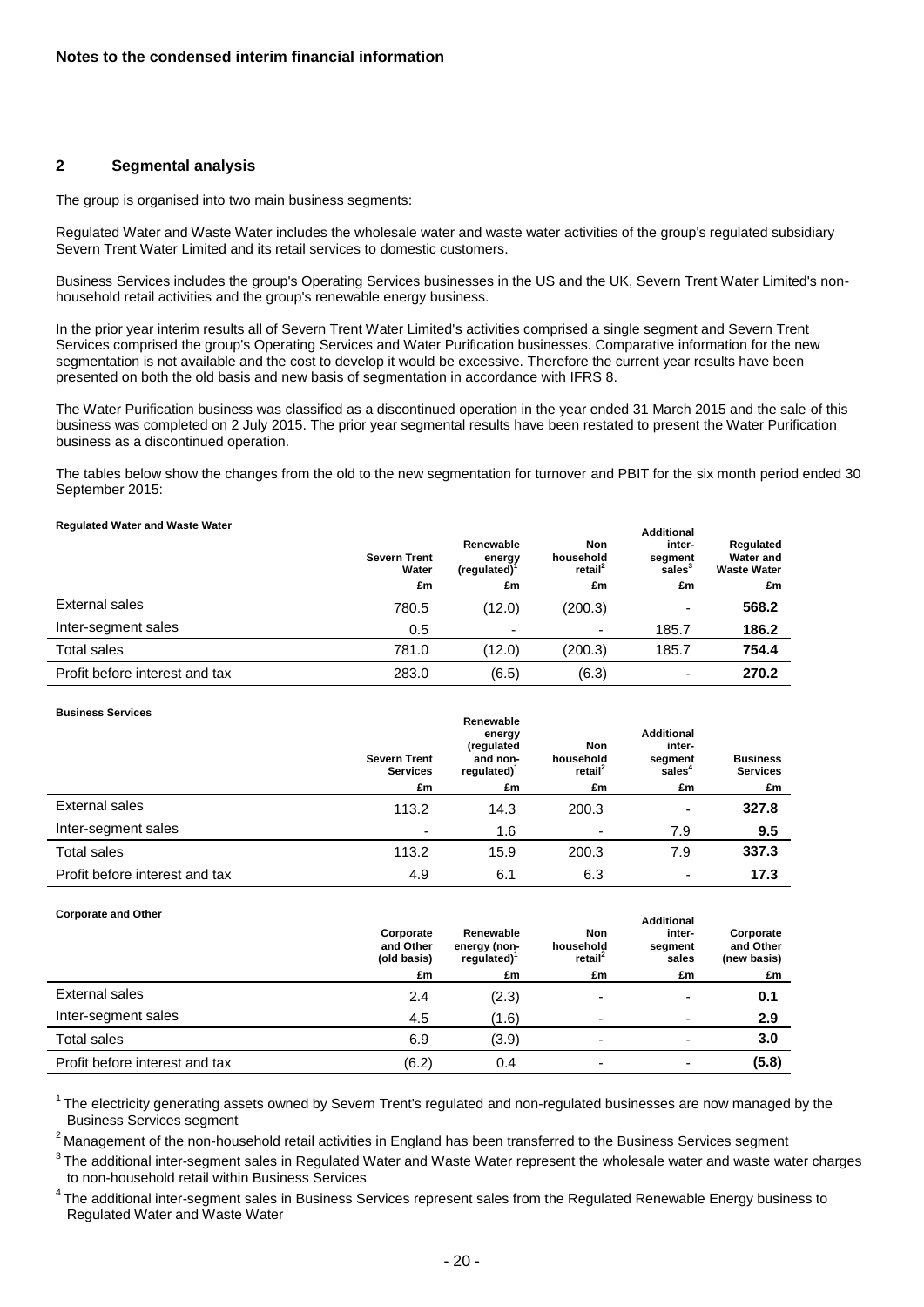## Notes to the condensed interim financial information

## 2 Segmental analysis

The group is organised into two main business segments:

Regulated Water and Waste Water includes the wholesale water and waste water activities of the group's regulated subsidiary Severn Trent Water Limited and its retail services to domestic customers.

Business Services includes the group's Operating Services businesses in the US and the UK, Severn Trent Water Limited's non-household retail activities and the group's renewable energy business.

In the prior year interim results all of Severn Trent Water Limited's activities comprised a single segment and Severn Trent Services comprised the group's Operating Services and Water Purification businesses. Comparative information for the new segmentation is not available and the cost to develop it would be excessive. Therefore the current year results have been presented on both the old basis and new basis of segmentation in accordance with IFRS 8.

The Water Purification business was classified as a discontinued operation in the year ended 31 March 2015 and the sale of this business was completed on 2 July 2015. The prior year segmental results have been restated to present the Water Purification business as a discontinued operation.

The tables below show the changes from the old to the new segmentation for turnover and PBIT for the six month period ended 30 September 2015:

**Regulated Water and Waste Water**

| | Severn Trent Water | Renewable energy (regulated)[1] | Non household retail[2] | Additional inter-segment sales[3] | Regulated Water and Waste Water |
|---|---|---|---|---|---|
| | £m | £m | £m | £m | £m |
| External sales | 780.5 | (12.0) | (200.3) | - | **568.2** |
| Inter-segment sales | 0.5 | - | - | 185.7 | **186.2** |
| Total sales | 781.0 | (12.0) | (200.3) | 185.7 | **754.4** |
| Profit before interest and tax | 283.0 | (6.5) | (6.3) | - | **270.2** |

**Business Services**

| | Severn Trent Services | Renewable energy (regulated and non-regulated)[1] | Non household retail[2] | Additional inter-segment sales[4] | Business Services |
|---|---|---|---|---|---|
| | £m | £m | £m | £m | £m |
| External sales | 113.2 | 14.3 | 200.3 | - | **327.8** |
| Inter-segment sales | - | 1.6 | - | 7.9 | **9.5** |
| Total sales | 113.2 | 15.9 | 200.3 | 7.9 | **337.3** |
| Profit before interest and tax | 4.9 | 6.1 | 6.3 | - | **17.3** |

**Corporate and Other**

| | Corporate and Other (old basis) | Renewable energy (non-regulated)[1] | Non household retail[2] | Additional inter-segment sales | Corporate and Other (new basis) |
|---|---|---|---|---|---|
| | £m | £m | £m | £m | £m |
| External sales | 2.4 | (2.3) | - | - | **0.1** |
| Inter-segment sales | 4.5 | (1.6) | - | - | **2.9** |
| Total sales | 6.9 | (3.9) | - | - | **3.0** |
| Profit before interest and tax | (6.2) | 0.4 | - | - | **(5.8)** |

[1] The electricity generating assets owned by Severn Trent's regulated and non-regulated businesses are now managed by the Business Services segment

[2] Management of the non-household retail activities in England has been transferred to the Business Services segment

[3] The additional inter-segment sales in Regulated Water and Waste Water represent the wholesale water and waste water charges to non-household retail within Business Services

[4] The additional inter-segment sales in Business Services represent sales from the Regulated Renewable Energy business to Regulated Water and Waste Water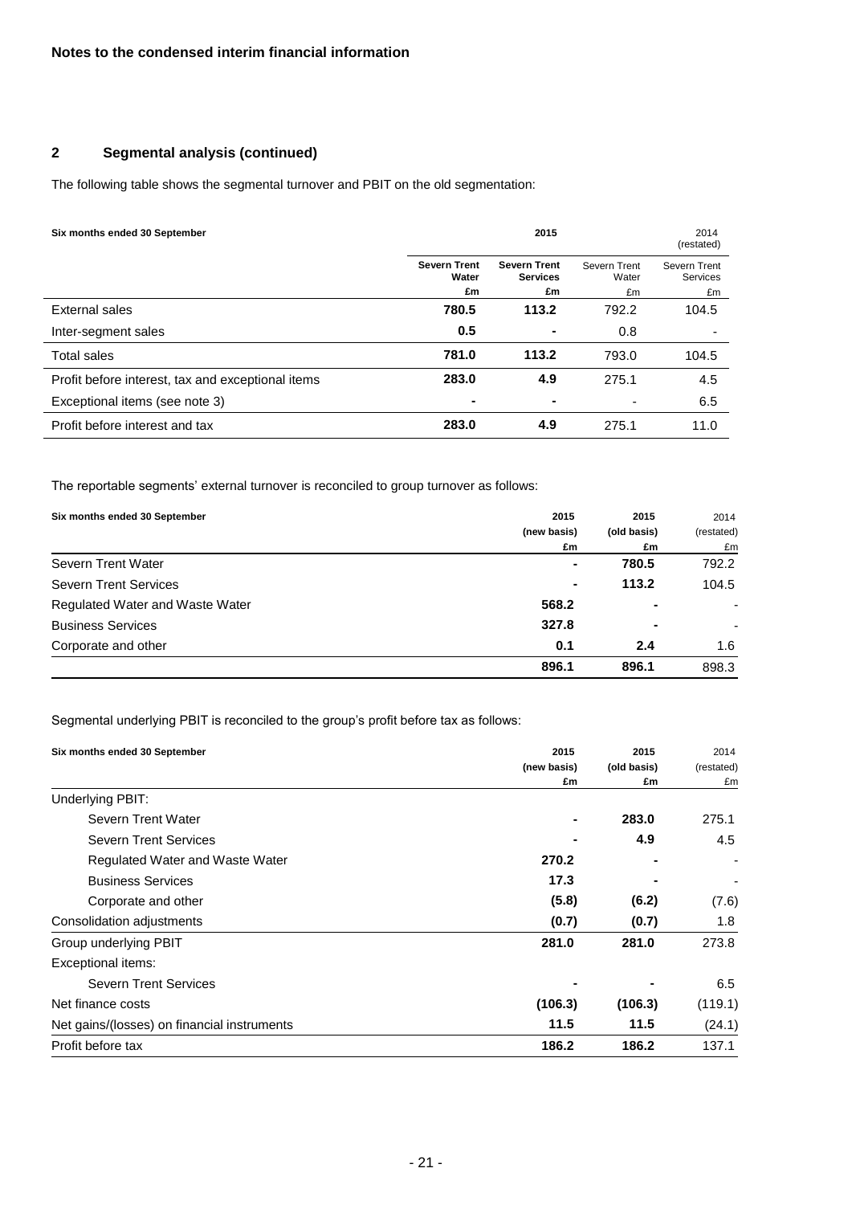**Notes to the condensed interim financial information**

## 2 Segmental analysis (continued)

The following table shows the segmental turnover and PBIT on the old segmentation:

| Six months ended 30 September | 2015 | | 2014 (restated) | |
|---|---|---|---|---|
| | **Severn Trent Water** | **Severn Trent Services** | Severn Trent Water | Severn Trent Services |
| | **£m** | **£m** | £m | £m |
| External sales | **780.5** | **113.2** | 792.2 | 104.5 |
| Inter-segment sales | **0.5** | **-** | 0.8 | - |
| Total sales | **781.0** | **113.2** | 793.0 | 104.5 |
| Profit before interest, tax and exceptional items | **283.0** | **4.9** | 275.1 | 4.5 |
| Exceptional items (see note 3) | **-** | **-** | - | 6.5 |
| Profit before interest and tax | **283.0** | **4.9** | 275.1 | 11.0 |

The reportable segments' external turnover is reconciled to group turnover as follows:

| Six months ended 30 September | 2015 (new basis) £m | 2015 (old basis) £m | 2014 (restated) £m |
|---|---|---|---|
| Severn Trent Water | **-** | **780.5** | 792.2 |
| Severn Trent Services | **-** | **113.2** | 104.5 |
| Regulated Water and Waste Water | **568.2** | **-** | - |
| Business Services | **327.8** | **-** | - |
| Corporate and other | **0.1** | **2.4** | 1.6 |
| | **896.1** | **896.1** | 898.3 |

Segmental underlying PBIT is reconciled to the group's profit before tax as follows:

| Six months ended 30 September | 2015 (new basis) £m | 2015 (old basis) £m | 2014 (restated) £m |
|---|---|---|---|
| Underlying PBIT: | | | |
| Severn Trent Water | **-** | **283.0** | 275.1 |
| Severn Trent Services | **-** | **4.9** | 4.5 |
| Regulated Water and Waste Water | **270.2** | **-** | - |
| Business Services | **17.3** | **-** | - |
| Corporate and other | **(5.8)** | **(6.2)** | (7.6) |
| Consolidation adjustments | **(0.7)** | **(0.7)** | 1.8 |
| Group underlying PBIT | **281.0** | **281.0** | 273.8 |
| Exceptional items: | | | |
| Severn Trent Services | **-** | **-** | 6.5 |
| Net finance costs | **(106.3)** | **(106.3)** | (119.1) |
| Net gains/(losses) on financial instruments | **11.5** | **11.5** | (24.1) |
| Profit before tax | **186.2** | **186.2** | 137.1 |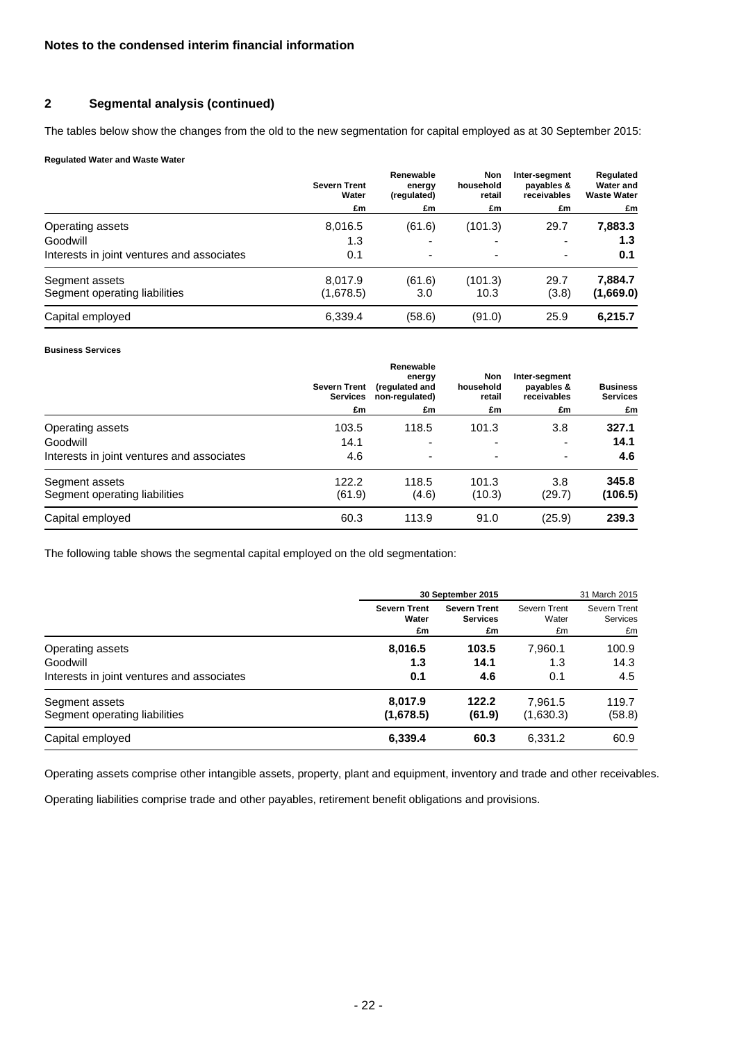## Notes to the condensed interim financial information

### 2 Segmental analysis (continued)

The tables below show the changes from the old to the new segmentation for capital employed as at 30 September 2015:

**Regulated Water and Waste Water**

| | Severn Trent Water | Renewable energy (regulated) | Non household retail | Inter-segment payables & receivables | Regulated Water and Waste Water |
|---|---|---|---|---|---|
| | £m | £m | £m | £m | £m |
| Operating assets | 8,016.5 | (61.6) | (101.3) | 29.7 | **7,883.3** |
| Goodwill | 1.3 | - | - | - | **1.3** |
| Interests in joint ventures and associates | 0.1 | - | - | - | **0.1** |
| Segment assets | 8,017.9 | (61.6) | (101.3) | 29.7 | **7,884.7** |
| Segment operating liabilities | (1,678.5) | 3.0 | 10.3 | (3.8) | **(1,669.0)** |
| Capital employed | 6,339.4 | (58.6) | (91.0) | 25.9 | **6,215.7** |

**Business Services**

| | Severn Trent Services | Renewable energy (regulated and non-regulated) | Non household retail | Inter-segment payables & receivables | Business Services |
|---|---|---|---|---|---|
| | £m | £m | £m | £m | £m |
| Operating assets | 103.5 | 118.5 | 101.3 | 3.8 | **327.1** |
| Goodwill | 14.1 | - | - | - | **14.1** |
| Interests in joint ventures and associates | 4.6 | - | - | - | **4.6** |
| Segment assets | 122.2 | 118.5 | 101.3 | 3.8 | **345.8** |
| Segment operating liabilities | (61.9) | (4.6) | (10.3) | (29.7) | **(106.5)** |
| Capital employed | 60.3 | 113.9 | 91.0 | (25.9) | **239.3** |

The following table shows the segmental capital employed on the old segmentation:

| | 30 September 2015 | | 31 March 2015 | |
|---|---|---|---|---|
| | **Severn Trent Water** | **Severn Trent Services** | Severn Trent Water | Severn Trent Services |
| | £m | £m | £m | £m |
| Operating assets | **8,016.5** | **103.5** | 7,960.1 | 100.9 |
| Goodwill | **1.3** | **14.1** | 1.3 | 14.3 |
| Interests in joint ventures and associates | **0.1** | **4.6** | 0.1 | 4.5 |
| Segment assets | **8,017.9** | **122.2** | 7,961.5 | 119.7 |
| Segment operating liabilities | **(1,678.5)** | **(61.9)** | (1,630.3) | (58.8) |
| Capital employed | **6,339.4** | **60.3** | 6,331.2 | 60.9 |

Operating assets comprise other intangible assets, property, plant and equipment, inventory and trade and other receivables.

Operating liabilities comprise trade and other payables, retirement benefit obligations and provisions.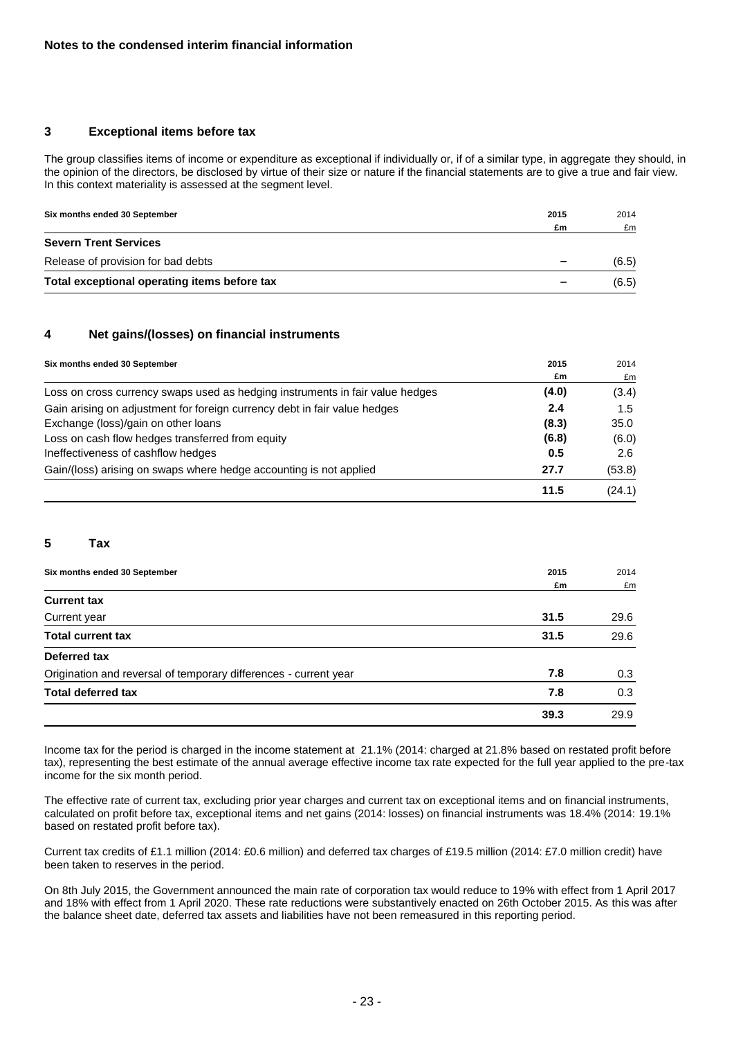**Notes to the condensed interim financial information**

## 3 Exceptional items before tax

The group classifies items of income or expenditure as exceptional if individually or, if of a similar type, in aggregate they should, in the opinion of the directors, be disclosed by virtue of their size or nature if the financial statements are to give a true and fair view. In this context materiality is assessed at the segment level.

| Six months ended 30 September | 2015 | 2014 |
|---|---|---|
| | £m | £m |
| **Severn Trent Services** | | |
| Release of provision for bad debts | – | (6.5) |
| **Total exceptional operating items before tax** | – | (6.5) |

## 4 Net gains/(losses) on financial instruments

| Six months ended 30 September | 2015 | 2014 |
|---|---|---|
| | £m | £m |
| Loss on cross currency swaps used as hedging instruments in fair value hedges | **(4.0)** | (3.4) |
| Gain arising on adjustment for foreign currency debt in fair value hedges | **2.4** | 1.5 |
| Exchange (loss)/gain on other loans | **(8.3)** | 35.0 |
| Loss on cash flow hedges transferred from equity | **(6.8)** | (6.0) |
| Ineffectiveness of cashflow hedges | **0.5** | 2.6 |
| Gain/(loss) arising on swaps where hedge accounting is not applied | **27.7** | (53.8) |
| | **11.5** | (24.1) |

## 5 Tax

| Six months ended 30 September | 2015 | 2014 |
|---|---|---|
| | £m | £m |
| **Current tax** | | |
| Current year | **31.5** | 29.6 |
| **Total current tax** | **31.5** | 29.6 |
| **Deferred tax** | | |
| Origination and reversal of temporary differences - current year | **7.8** | 0.3 |
| **Total deferred tax** | **7.8** | 0.3 |
| | **39.3** | 29.9 |

Income tax for the period is charged in the income statement at 21.1% (2014: charged at 21.8% based on restated profit before tax), representing the best estimate of the annual average effective income tax rate expected for the full year applied to the pre-tax income for the six month period.

The effective rate of current tax, excluding prior year charges and current tax on exceptional items and on financial instruments, calculated on profit before tax, exceptional items and net gains (2014: losses) on financial instruments was 18.4% (2014: 19.1% based on restated profit before tax).

Current tax credits of £1.1 million (2014: £0.6 million) and deferred tax charges of £19.5 million (2014: £7.0 million credit) have been taken to reserves in the period.

On 8th July 2015, the Government announced the main rate of corporation tax would reduce to 19% with effect from 1 April 2017 and 18% with effect from 1 April 2020. These rate reductions were substantively enacted on 26th October 2015. As this was after the balance sheet date, deferred tax assets and liabilities have not been remeasured in this reporting period.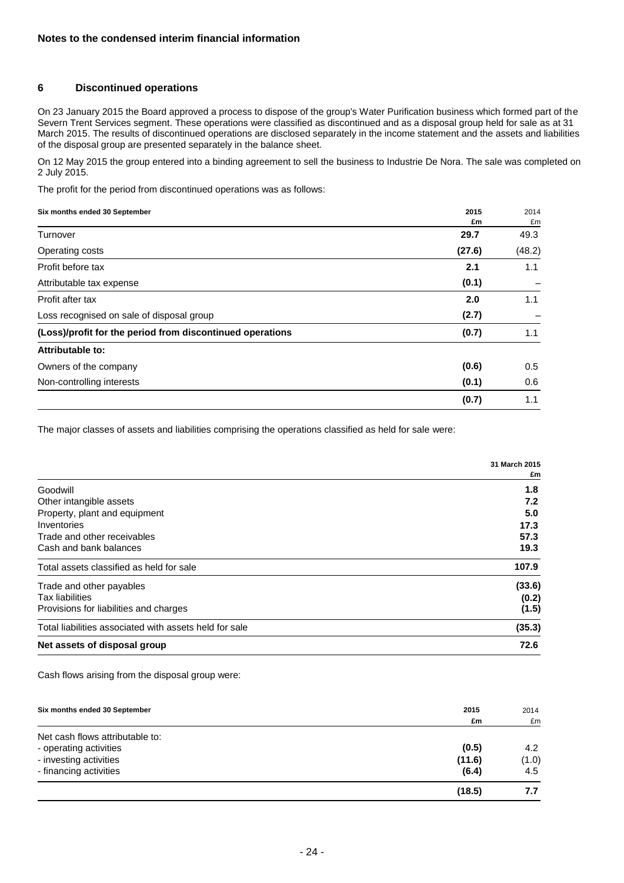**Notes to the condensed interim financial information**

## 6 Discontinued operations

On 23 January 2015 the Board approved a process to dispose of the group's Water Purification business which formed part of the Severn Trent Services segment. These operations were classified as discontinued and as a disposal group held for sale as at 31 March 2015. The results of discontinued operations are disclosed separately in the income statement and the assets and liabilities of the disposal group are presented separately in the balance sheet.

On 12 May 2015 the group entered into a binding agreement to sell the business to Industrie De Nora. The sale was completed on 2 July 2015.

The profit for the period from discontinued operations was as follows:

| Six months ended 30 September | 2015 £m | 2014 £m |
|---|---|---|
| Turnover | **29.7** | 49.3 |
| Operating costs | **(27.6)** | (48.2) |
| Profit before tax | **2.1** | 1.1 |
| Attributable tax expense | **(0.1)** | – |
| Profit after tax | **2.0** | 1.1 |
| Loss recognised on sale of disposal group | **(2.7)** | – |
| **(Loss)/profit for the period from discontinued operations** | **(0.7)** | 1.1 |
| **Attributable to:** | | |
| Owners of the company | **(0.6)** | 0.5 |
| Non-controlling interests | **(0.1)** | 0.6 |
| | **(0.7)** | 1.1 |

The major classes of assets and liabilities comprising the operations classified as held for sale were:

| | 31 March 2015 £m |
|---|---|
| Goodwill | **1.8** |
| Other intangible assets | **7.2** |
| Property, plant and equipment | **5.0** |
| Inventories | **17.3** |
| Trade and other receivables | **57.3** |
| Cash and bank balances | **19.3** |
| Total assets classified as held for sale | **107.9** |
| Trade and other payables | **(33.6)** |
| Tax liabilities | **(0.2)** |
| Provisions for liabilities and charges | **(1.5)** |
| Total liabilities associated with assets held for sale | **(35.3)** |
| **Net assets of disposal group** | **72.6** |

Cash flows arising from the disposal group were:

| Six months ended 30 September | 2015 £m | 2014 £m |
|---|---|---|
| Net cash flows attributable to: | | |
| - operating activities | **(0.5)** | 4.2 |
| - investing activities | **(11.6)** | (1.0) |
| - financing activities | **(6.4)** | 4.5 |
| | **(18.5)** | **7.7** |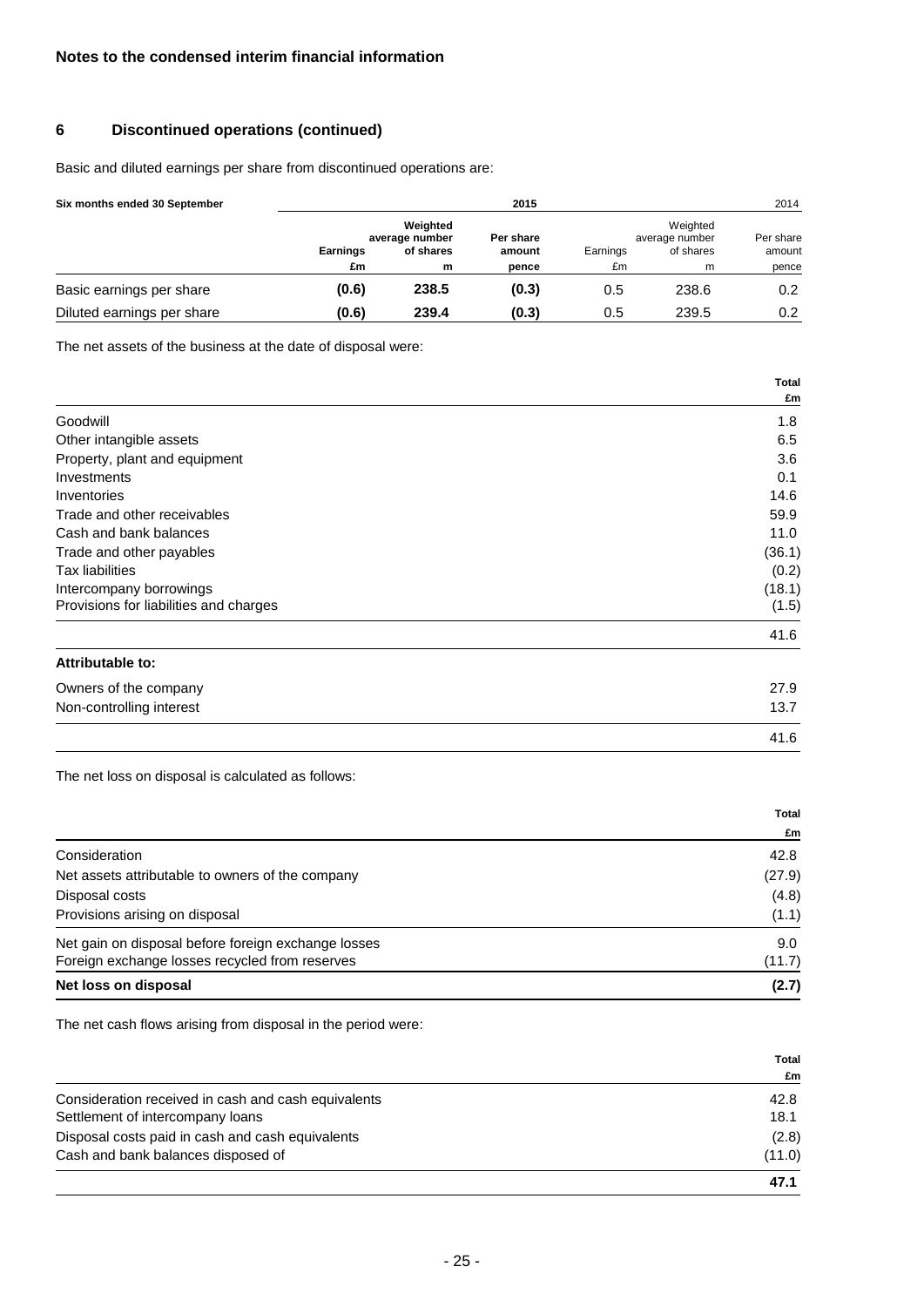**Notes to the condensed interim financial information**

## 6 Discontinued operations (continued)

Basic and diluted earnings per share from discontinued operations are:

| Six months ended 30 September | 2015 | | | 2014 | | |
|---|---|---|---|---|---|---|
| | **Earnings** | **Weighted average number of shares** | **Per share amount** | Earnings | Weighted average number of shares | Per share amount |
| | **£m** | **m** | **pence** | £m | m | pence |
| Basic earnings per share | **(0.6)** | **238.5** | **(0.3)** | 0.5 | 238.6 | 0.2 |
| Diluted earnings per share | **(0.6)** | **239.4** | **(0.3)** | 0.5 | 239.5 | 0.2 |

The net assets of the business at the date of disposal were:

| | **Total £m** |
|---|---|
| Goodwill | 1.8 |
| Other intangible assets | 6.5 |
| Property, plant and equipment | 3.6 |
| Investments | 0.1 |
| Inventories | 14.6 |
| Trade and other receivables | 59.9 |
| Cash and bank balances | 11.0 |
| Trade and other payables | (36.1) |
| Tax liabilities | (0.2) |
| Intercompany borrowings | (18.1) |
| Provisions for liabilities and charges | (1.5) |
| | 41.6 |
| **Attributable to:** | |
| Owners of the company | 27.9 |
| Non-controlling interest | 13.7 |
| | 41.6 |

The net loss on disposal is calculated as follows:

| | **Total £m** |
|---|---|
| Consideration | 42.8 |
| Net assets attributable to owners of the company | (27.9) |
| Disposal costs | (4.8) |
| Provisions arising on disposal | (1.1) |
| Net gain on disposal before foreign exchange losses | 9.0 |
| Foreign exchange losses recycled from reserves | (11.7) |
| **Net loss on disposal** | **(2.7)** |

The net cash flows arising from disposal in the period were:

| | **Total £m** |
|---|---|
| Consideration received in cash and cash equivalents | 42.8 |
| Settlement of intercompany loans | 18.1 |
| Disposal costs paid in cash and cash equivalents | (2.8) |
| Cash and bank balances disposed of | (11.0) |
| | **47.1** |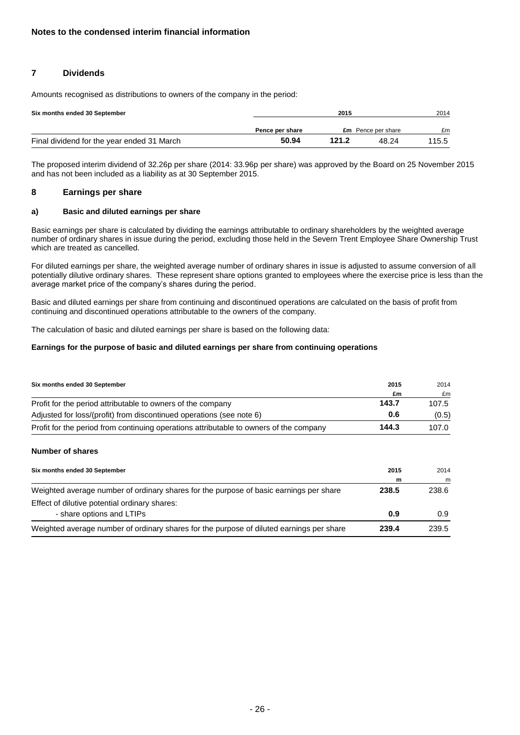**Notes to the condensed interim financial information**

## 7 Dividends

Amounts recognised as distributions to owners of the company in the period:

| Six months ended 30 September | 2015 | | 2014 | |
|---|---|---|---|---|
| | **Pence per share** | **£m** | Pence per share | £m |
| Final dividend for the year ended 31 March | **50.94** | **121.2** | 48.24 | 115.5 |

The proposed interim dividend of 32.26p per share (2014: 33.96p per share) was approved by the Board on 25 November 2015 and has not been included as a liability as at 30 September 2015.

## 8 Earnings per share

### a) Basic and diluted earnings per share

Basic earnings per share is calculated by dividing the earnings attributable to ordinary shareholders by the weighted average number of ordinary shares in issue during the period, excluding those held in the Severn Trent Employee Share Ownership Trust which are treated as cancelled.

For diluted earnings per share, the weighted average number of ordinary shares in issue is adjusted to assume conversion of all potentially dilutive ordinary shares. These represent share options granted to employees where the exercise price is less than the average market price of the company's shares during the period.

Basic and diluted earnings per share from continuing and discontinued operations are calculated on the basis of profit from continuing and discontinued operations attributable to the owners of the company.

The calculation of basic and diluted earnings per share is based on the following data:

**Earnings for the purpose of basic and diluted earnings per share from continuing operations**

| Six months ended 30 September | 2015 | 2014 |
|---|---|---|
| | **£m** | £m |
| Profit for the period attributable to owners of the company | **143.7** | 107.5 |
| Adjusted for loss/(profit) from discontinued operations (see note 6) | **0.6** | (0.5) |
| Profit for the period from continuing operations attributable to owners of the company | **144.3** | 107.0 |

**Number of shares**

| Six months ended 30 September | 2015 | 2014 |
|---|---|---|
| | **m** | m |
| Weighted average number of ordinary shares for the purpose of basic earnings per share | **238.5** | 238.6 |
| Effect of dilutive potential ordinary shares: | | |
| - share options and LTIPs | **0.9** | 0.9 |
| Weighted average number of ordinary shares for the purpose of diluted earnings per share | **239.4** | 239.5 |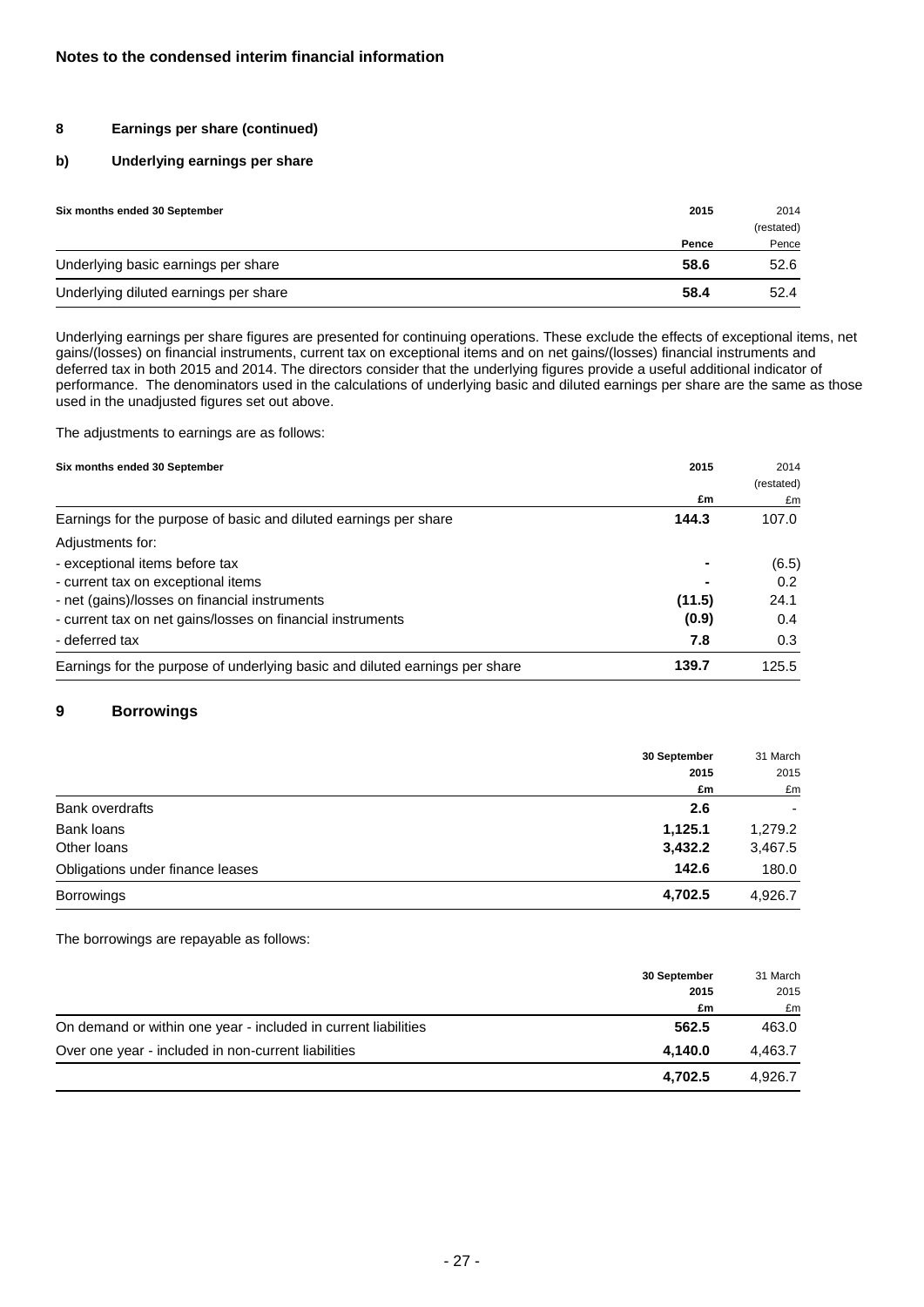**Notes to the condensed interim financial information**

## 8 Earnings per share (continued)

### b) Underlying earnings per share

| Six months ended 30 September | 2015 | 2014 (restated) |
|---|---|---|
| | **Pence** | Pence |
| Underlying basic earnings per share | **58.6** | 52.6 |
| Underlying diluted earnings per share | **58.4** | 52.4 |

Underlying earnings per share figures are presented for continuing operations. These exclude the effects of exceptional items, net gains/(losses) on financial instruments, current tax on exceptional items and on net gains/(losses) financial instruments and deferred tax in both 2015 and 2014. The directors consider that the underlying figures provide a useful additional indicator of performance. The denominators used in the calculations of underlying basic and diluted earnings per share are the same as those used in the unadjusted figures set out above.

The adjustments to earnings are as follows:

| Six months ended 30 September | 2015 | 2014 (restated) |
|---|---|---|
| | **£m** | £m |
| Earnings for the purpose of basic and diluted earnings per share | **144.3** | 107.0 |
| Adjustments for: | | |
| - exceptional items before tax | **-** | (6.5) |
| - current tax on exceptional items | **-** | 0.2 |
| - net (gains)/losses on financial instruments | **(11.5)** | 24.1 |
| - current tax on net gains/losses on financial instruments | **(0.9)** | 0.4 |
| - deferred tax | **7.8** | 0.3 |
| Earnings for the purpose of underlying basic and diluted earnings per share | **139.7** | 125.5 |

## 9 Borrowings

| | 30 September 2015 | 31 March 2015 |
|---|---|---|
| | **£m** | £m |
| Bank overdrafts | **2.6** | - |
| Bank loans | **1,125.1** | 1,279.2 |
| Other loans | **3,432.2** | 3,467.5 |
| Obligations under finance leases | **142.6** | 180.0 |
| Borrowings | **4,702.5** | 4,926.7 |

The borrowings are repayable as follows:

| | 30 September 2015 | 31 March 2015 |
|---|---|---|
| | **£m** | £m |
| On demand or within one year - included in current liabilities | **562.5** | 463.0 |
| Over one year - included in non-current liabilities | **4,140.0** | 4,463.7 |
| | **4,702.5** | 4,926.7 |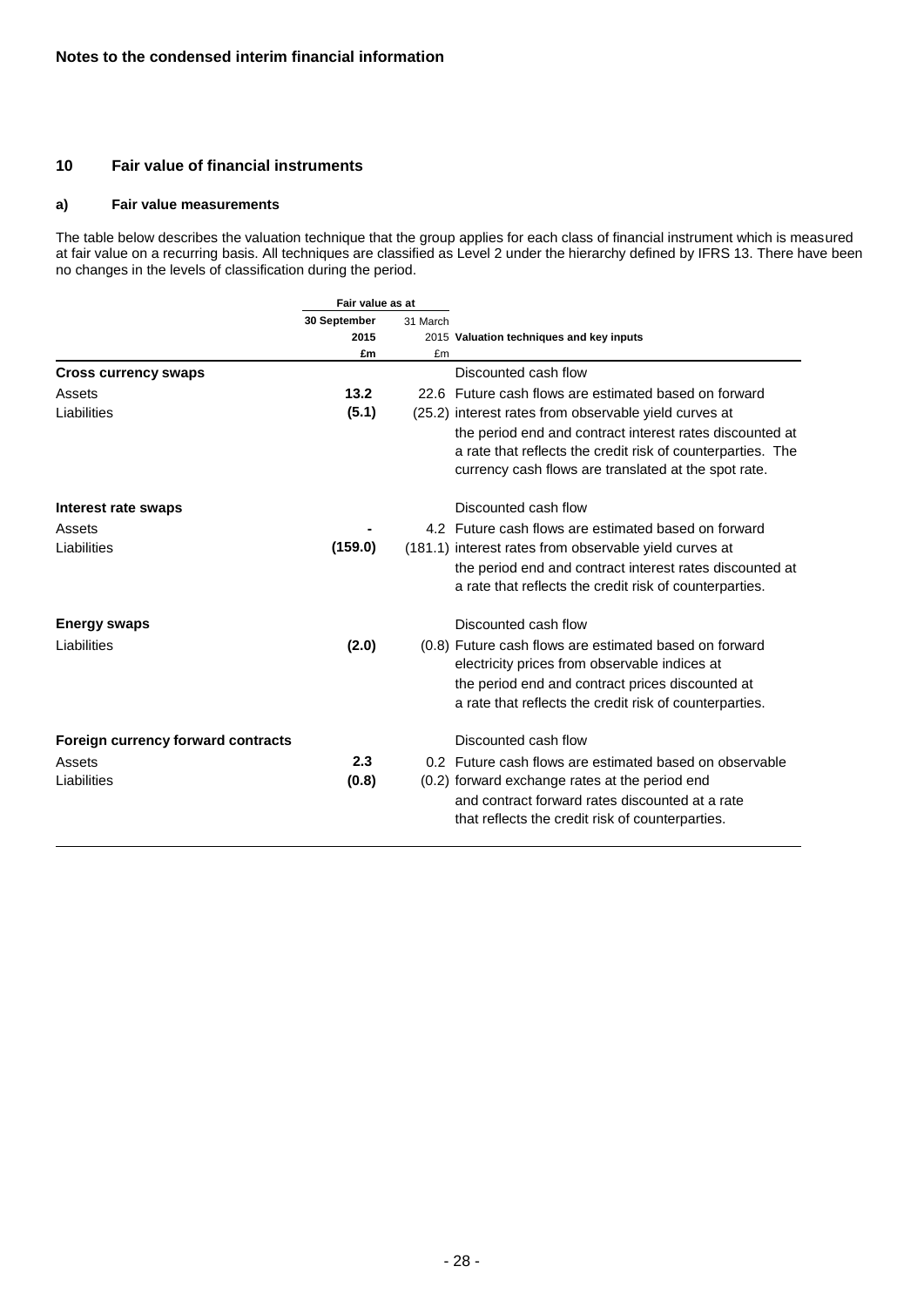**Notes to the condensed interim financial information**

## 10 Fair value of financial instruments

### a) Fair value measurements

The table below describes the valuation technique that the group applies for each class of financial instrument which is measured at fair value on a recurring basis. All techniques are classified as Level 2 under the hierarchy defined by IFRS 13. There have been no changes in the levels of classification during the period.

| | Fair value as at | | |
|---|---|---|---|
| | 30 September 2015 £m | 31 March 2015 £m | Valuation techniques and key inputs |
| **Cross currency swaps** | | | Discounted cash flow |
| Assets | **13.2** | 22.6 | Future cash flows are estimated based on forward interest rates from observable yield curves at the period end and contract interest rates discounted at a rate that reflects the credit risk of counterparties. The currency cash flows are translated at the spot rate. |
| Liabilities | **(5.1)** | (25.2) | |
| **Interest rate swaps** | | | Discounted cash flow |
| Assets | **-** | 4.2 | Future cash flows are estimated based on forward interest rates from observable yield curves at the period end and contract interest rates discounted at a rate that reflects the credit risk of counterparties. |
| Liabilities | **(159.0)** | (181.1) | |
| **Energy swaps** | | | Discounted cash flow |
| Liabilities | **(2.0)** | (0.8) | Future cash flows are estimated based on forward electricity prices from observable indices at the period end and contract prices discounted at a rate that reflects the credit risk of counterparties. |
| **Foreign currency forward contracts** | | | Discounted cash flow |
| Assets | **2.3** | 0.2 | Future cash flows are estimated based on observable forward exchange rates at the period end and contract forward rates discounted at a rate that reflects the credit risk of counterparties. |
| Liabilities | **(0.8)** | (0.2) | |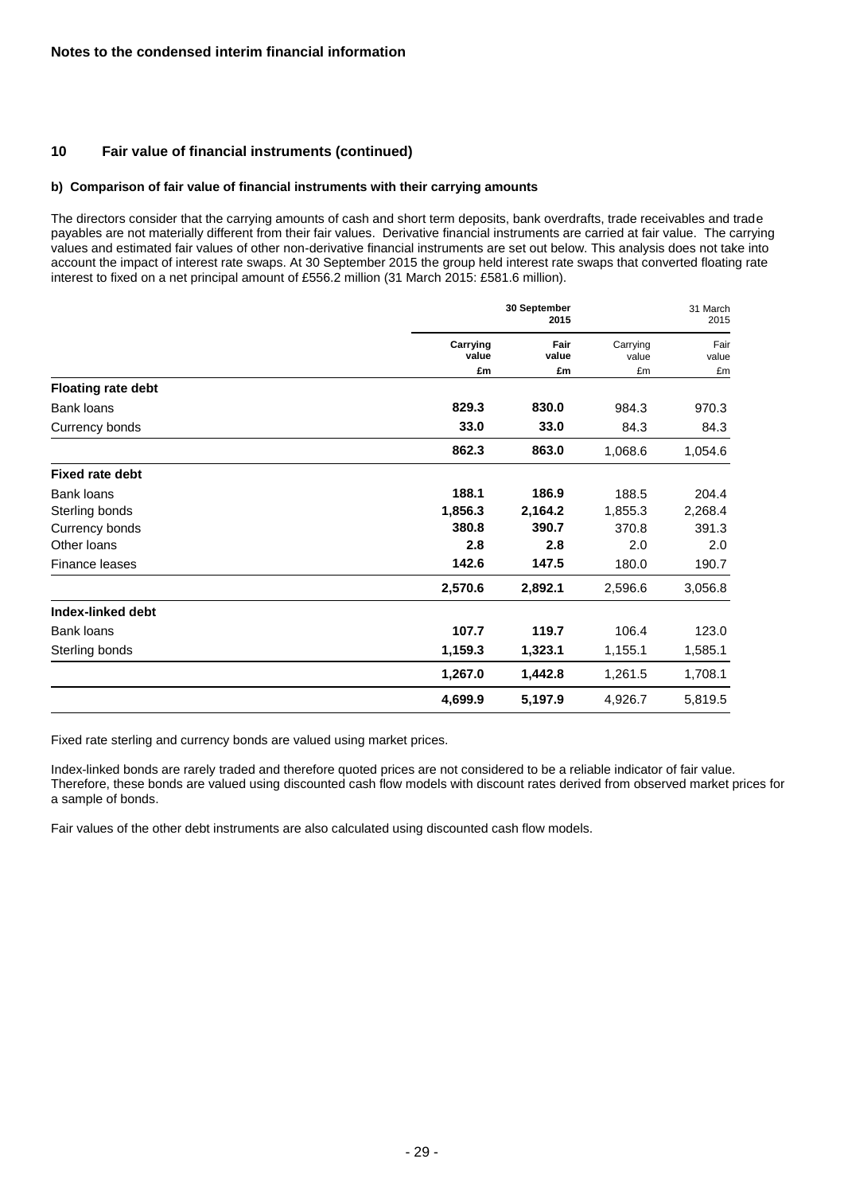**Notes to the condensed interim financial information**

## 10 Fair value of financial instruments (continued)

### b) Comparison of fair value of financial instruments with their carrying amounts

The directors consider that the carrying amounts of cash and short term deposits, bank overdrafts, trade receivables and trade payables are not materially different from their fair values. Derivative financial instruments are carried at fair value. The carrying values and estimated fair values of other non-derivative financial instruments are set out below. This analysis does not take into account the impact of interest rate swaps. At 30 September 2015 the group held interest rate swaps that converted floating rate interest to fixed on a net principal amount of £556.2 million (31 March 2015: £581.6 million).

| | **30 September 2015** | | 31 March 2015 | |
|---|---|---|---|---|
| | **Carrying value** | **Fair value** | Carrying value | Fair value |
| | **£m** | **£m** | £m | £m |
| **Floating rate debt** | | | | |
| Bank loans | **829.3** | **830.0** | 984.3 | 970.3 |
| Currency bonds | **33.0** | **33.0** | 84.3 | 84.3 |
| | **862.3** | **863.0** | 1,068.6 | 1,054.6 |
| **Fixed rate debt** | | | | |
| Bank loans | **188.1** | **186.9** | 188.5 | 204.4 |
| Sterling bonds | **1,856.3** | **2,164.2** | 1,855.3 | 2,268.4 |
| Currency bonds | **380.8** | **390.7** | 370.8 | 391.3 |
| Other loans | **2.8** | **2.8** | 2.0 | 2.0 |
| Finance leases | **142.6** | **147.5** | 180.0 | 190.7 |
| | **2,570.6** | **2,892.1** | 2,596.6 | 3,056.8 |
| **Index-linked debt** | | | | |
| Bank loans | **107.7** | **119.7** | 106.4 | 123.0 |
| Sterling bonds | **1,159.3** | **1,323.1** | 1,155.1 | 1,585.1 |
| | **1,267.0** | **1,442.8** | 1,261.5 | 1,708.1 |
| | **4,699.9** | **5,197.9** | 4,926.7 | 5,819.5 |

Fixed rate sterling and currency bonds are valued using market prices.

Index-linked bonds are rarely traded and therefore quoted prices are not considered to be a reliable indicator of fair value. Therefore, these bonds are valued using discounted cash flow models with discount rates derived from observed market prices for a sample of bonds.

Fair values of the other debt instruments are also calculated using discounted cash flow models.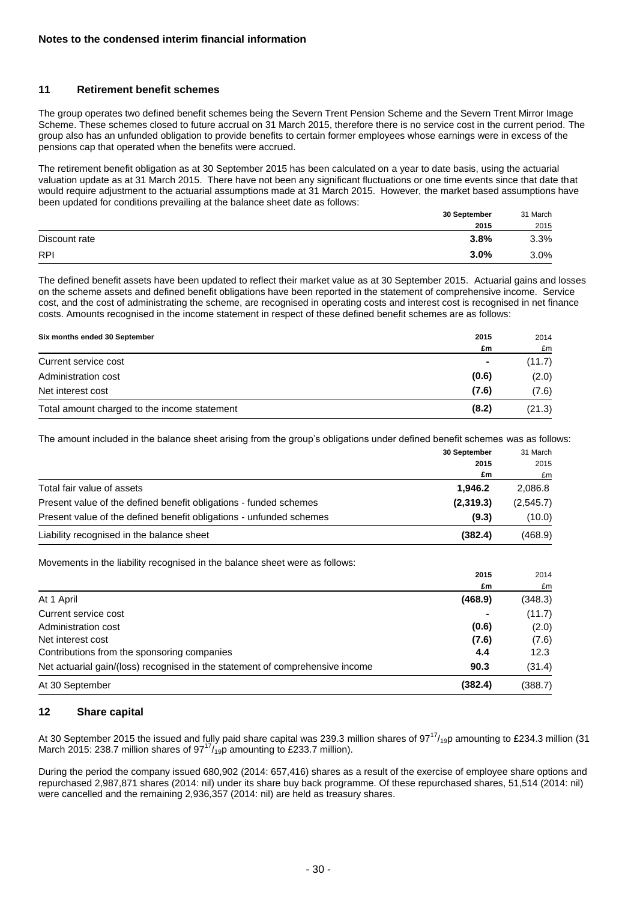**Notes to the condensed interim financial information**

## 11 Retirement benefit schemes

The group operates two defined benefit schemes being the Severn Trent Pension Scheme and the Severn Trent Mirror Image Scheme. These schemes closed to future accrual on 31 March 2015, therefore there is no service cost in the current period. The group also has an unfunded obligation to provide benefits to certain former employees whose earnings were in excess of the pensions cap that operated when the benefits were accrued.

The retirement benefit obligation as at 30 September 2015 has been calculated on a year to date basis, using the actuarial valuation update as at 31 March 2015. There have not been any significant fluctuations or one time events since that date that would require adjustment to the actuarial assumptions made at 31 March 2015. However, the market based assumptions have been updated for conditions prevailing at the balance sheet date as follows:

| | **30 September 2015** | 31 March 2015 |
|---|---|---|
| Discount rate | **3.8%** | 3.3% |
| RPI | **3.0%** | 3.0% |

The defined benefit assets have been updated to reflect their market value as at 30 September 2015. Actuarial gains and losses on the scheme assets and defined benefit obligations have been reported in the statement of comprehensive income. Service cost, and the cost of administrating the scheme, are recognised in operating costs and interest cost is recognised in net finance costs. Amounts recognised in the income statement in respect of these defined benefit schemes are as follows:

| **Six months ended 30 September** | **2015 £m** | 2014 £m |
|---|---|---|
| Current service cost | **-** | (11.7) |
| Administration cost | **(0.6)** | (2.0) |
| Net interest cost | **(7.6)** | (7.6) |
| Total amount charged to the income statement | **(8.2)** | (21.3) |

The amount included in the balance sheet arising from the group's obligations under defined benefit schemes was as follows:

| | **30 September 2015 £m** | 31 March 2015 £m |
|---|---|---|
| Total fair value of assets | **1,946.2** | 2,086.8 |
| Present value of the defined benefit obligations - funded schemes | **(2,319.3)** | (2,545.7) |
| Present value of the defined benefit obligations - unfunded schemes | **(9.3)** | (10.0) |
| Liability recognised in the balance sheet | **(382.4)** | (468.9) |

Movements in the liability recognised in the balance sheet were as follows:

| | **2015 £m** | 2014 £m |
|---|---|---|
| At 1 April | **(468.9)** | (348.3) |
| Current service cost | **-** | (11.7) |
| Administration cost | **(0.6)** | (2.0) |
| Net interest cost | **(7.6)** | (7.6) |
| Contributions from the sponsoring companies | **4.4** | 12.3 |
| Net actuarial gain/(loss) recognised in the statement of comprehensive income | **90.3** | (31.4) |
| At 30 September | **(382.4)** | (388.7) |

## 12 Share capital

At 30 September 2015 the issued and fully paid share capital was 239.3 million shares of $97^{17}/_{19}$p amounting to £234.3 million (31 March 2015: 238.7 million shares of $97^{17}/_{19}$p amounting to £233.7 million).

During the period the company issued 680,902 (2014: 657,416) shares as a result of the exercise of employee share options and repurchased 2,987,871 shares (2014: nil) under its share buy back programme. Of these repurchased shares, 51,514 (2014: nil) were cancelled and the remaining 2,936,357 (2014: nil) are held as treasury shares.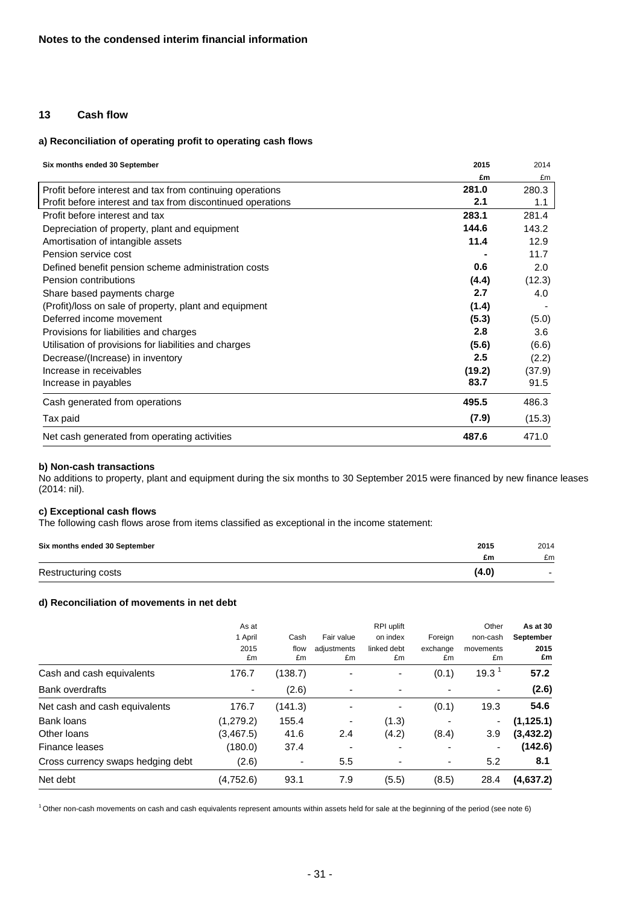**Notes to the condensed interim financial information**

## 13 Cash flow

### a) Reconciliation of operating profit to operating cash flows

| Six months ended 30 September | 2015 £m | 2014 £m |
|---|---|---|
| Profit before interest and tax from continuing operations | **281.0** | 280.3 |
| Profit before interest and tax from discontinued operations | **2.1** | 1.1 |
| Profit before interest and tax | **283.1** | 281.4 |
| Depreciation of property, plant and equipment | **144.6** | 143.2 |
| Amortisation of intangible assets | **11.4** | 12.9 |
| Pension service cost | **-** | 11.7 |
| Defined benefit pension scheme administration costs | **0.6** | 2.0 |
| Pension contributions | **(4.4)** | (12.3) |
| Share based payments charge | **2.7** | 4.0 |
| (Profit)/loss on sale of property, plant and equipment | **(1.4)** | - |
| Deferred income movement | **(5.3)** | (5.0) |
| Provisions for liabilities and charges | **2.8** | 3.6 |
| Utilisation of provisions for liabilities and charges | **(5.6)** | (6.6) |
| Decrease/(Increase) in inventory | **2.5** | (2.2) |
| Increase in receivables | **(19.2)** | (37.9) |
| Increase in payables | **83.7** | 91.5 |
| Cash generated from operations | **495.5** | 486.3 |
| Tax paid | **(7.9)** | (15.3) |
| Net cash generated from operating activities | **487.6** | 471.0 |

### b) Non-cash transactions

No additions to property, plant and equipment during the six months to 30 September 2015 were financed by new finance leases (2014: nil).

### c) Exceptional cash flows

The following cash flows arose from items classified as exceptional in the income statement:

| Six months ended 30 September | 2015 £m | 2014 £m |
|---|---|---|
| Restructuring costs | **(4.0)** | - |

### d) Reconciliation of movements in net debt

| | As at 1 April 2015 £m | Cash flow £m | Fair value adjustments £m | RPI uplift on index linked debt £m | Foreign exchange £m | Other non-cash movements £m | **As at 30 September 2015 £m** |
|---|---|---|---|---|---|---|---|
| Cash and cash equivalents | 176.7 | (138.7) | - | - | (0.1) | 19.3 [1] | **57.2** |
| Bank overdrafts | - | (2.6) | - | - | - | - | **(2.6)** |
| Net cash and cash equivalents | 176.7 | (141.3) | - | - | (0.1) | 19.3 | **54.6** |
| Bank loans | (1,279.2) | 155.4 | - | (1.3) | - | - | **(1,125.1)** |
| Other loans | (3,467.5) | 41.6 | 2.4 | (4.2) | (8.4) | 3.9 | **(3,432.2)** |
| Finance leases | (180.0) | 37.4 | - | - | - | - | **(142.6)** |
| Cross currency swaps hedging debt | (2.6) | - | 5.5 | - | - | 5.2 | **8.1** |
| Net debt | (4,752.6) | 93.1 | 7.9 | (5.5) | (8.5) | 28.4 | **(4,637.2)** |

[1] Other non-cash movements on cash and cash equivalents represent amounts within assets held for sale at the beginning of the period (see note 6)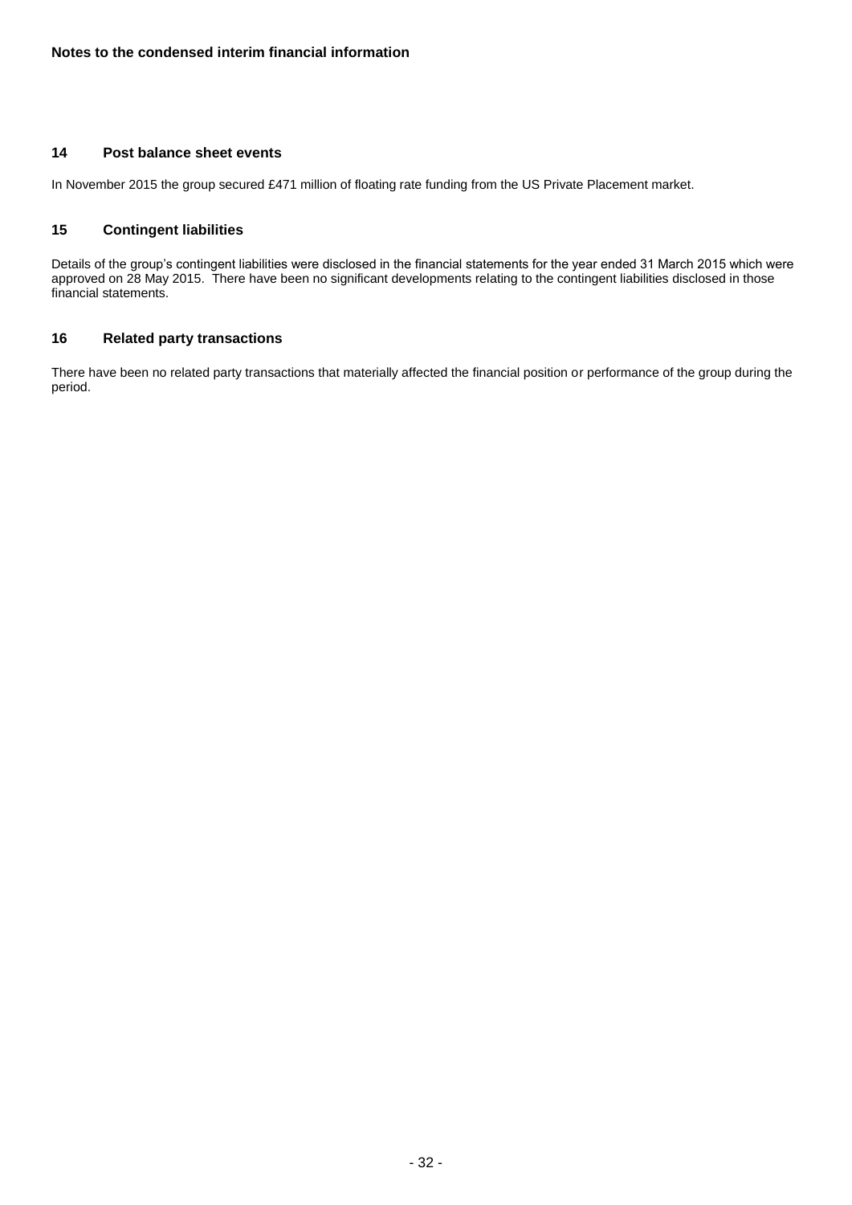**Notes to the condensed interim financial information**

## 14 Post balance sheet events

In November 2015 the group secured £471 million of floating rate funding from the US Private Placement market.

## 15 Contingent liabilities

Details of the group's contingent liabilities were disclosed in the financial statements for the year ended 31 March 2015 which were approved on 28 May 2015. There have been no significant developments relating to the contingent liabilities disclosed in those financial statements.

## 16 Related party transactions

There have been no related party transactions that materially affected the financial position or performance of the group during the period.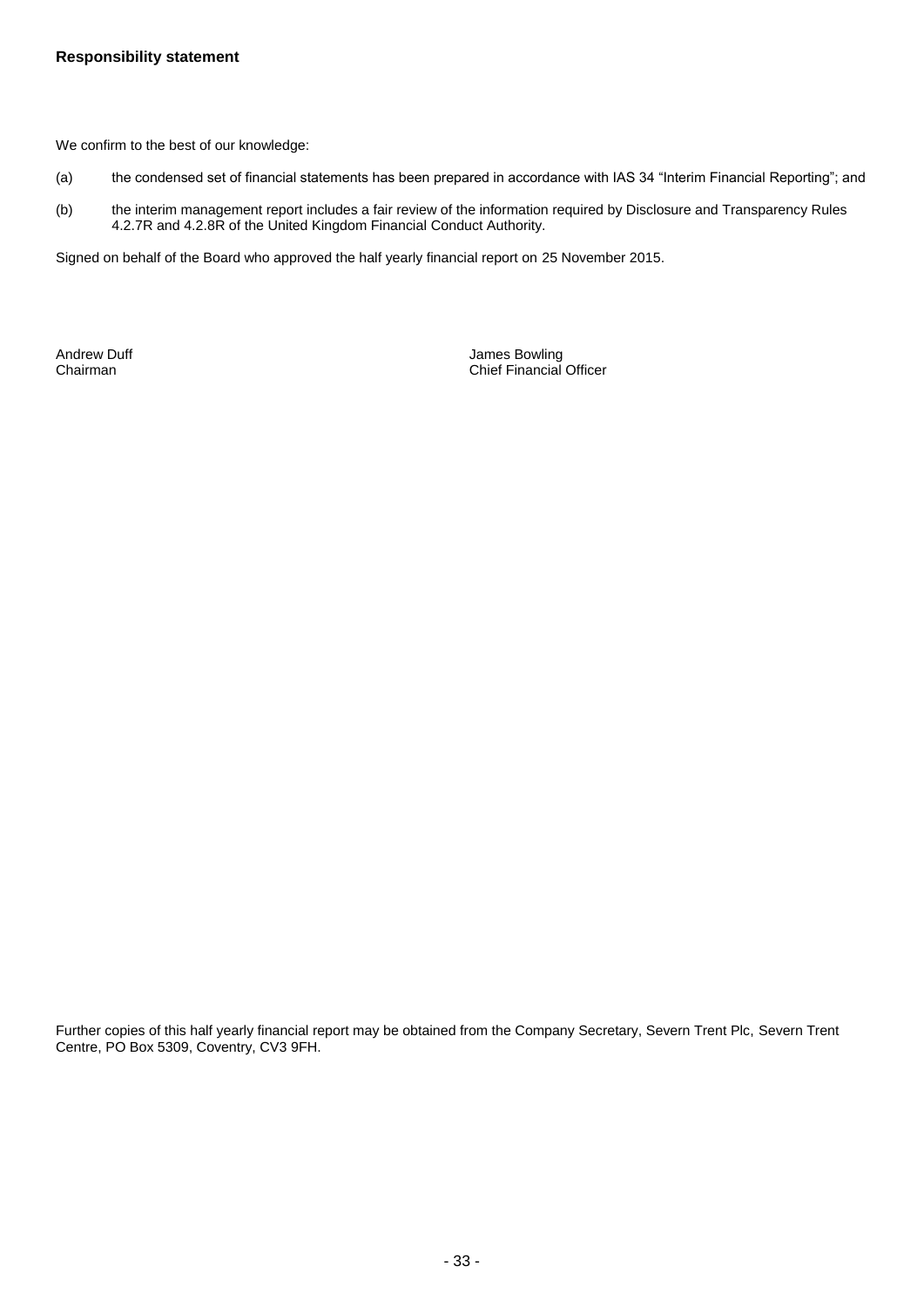**Responsibility statement**

We confirm to the best of our knowledge:

(a) the condensed set of financial statements has been prepared in accordance with IAS 34 "Interim Financial Reporting"; and

(b) the interim management report includes a fair review of the information required by Disclosure and Transparency Rules 4.2.7R and 4.2.8R of the United Kingdom Financial Conduct Authority.

Signed on behalf of the Board who approved the half yearly financial report on 25 November 2015.

Andrew Duff
Chairman

James Bowling
Chief Financial Officer

Further copies of this half yearly financial report may be obtained from the Company Secretary, Severn Trent Plc, Severn Trent Centre, PO Box 5309, Coventry, CV3 9FH.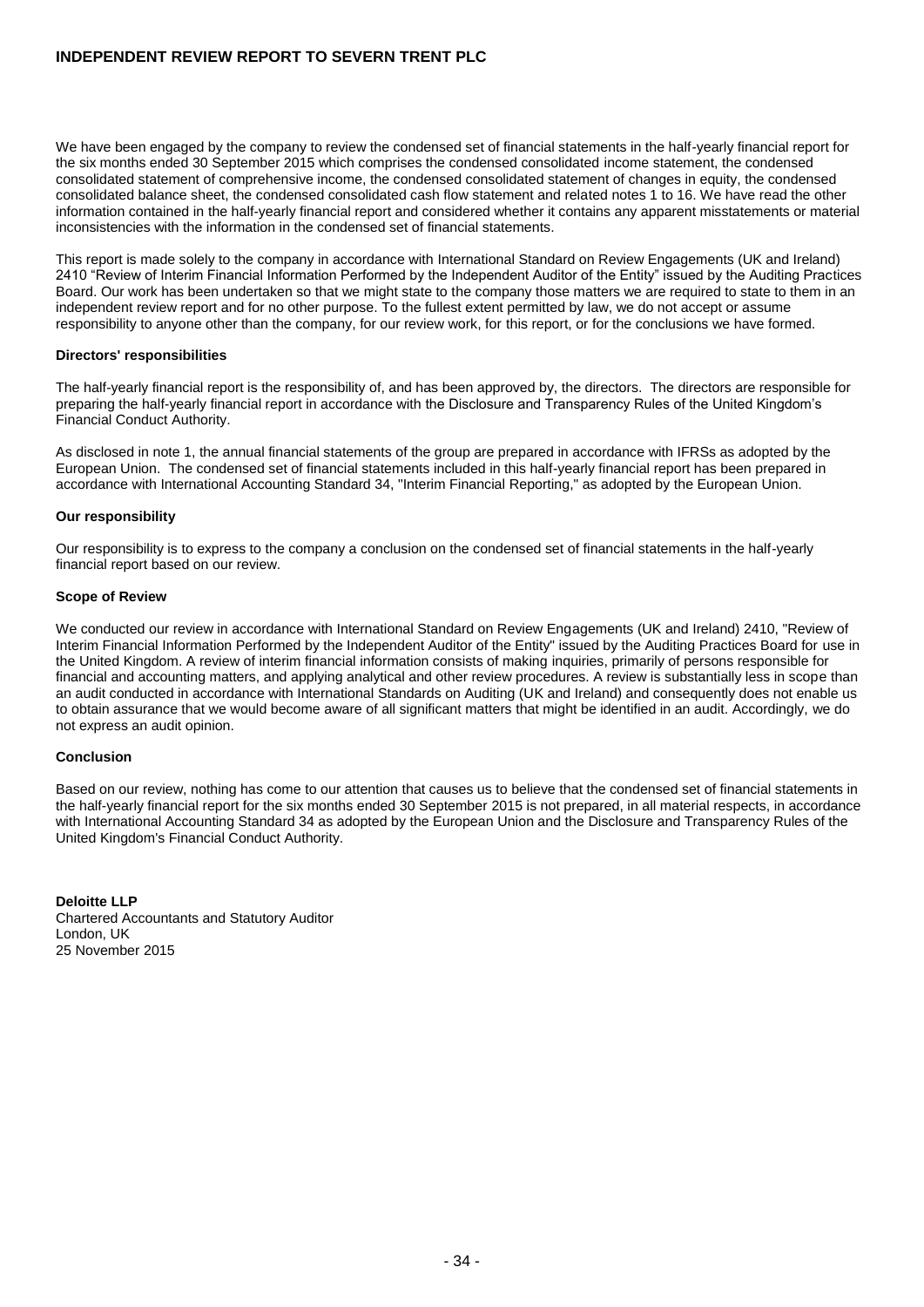# INDEPENDENT REVIEW REPORT TO SEVERN TRENT PLC

We have been engaged by the company to review the condensed set of financial statements in the half-yearly financial report for the six months ended 30 September 2015 which comprises the condensed consolidated income statement, the condensed consolidated statement of comprehensive income, the condensed consolidated statement of changes in equity, the condensed consolidated balance sheet, the condensed consolidated cash flow statement and related notes 1 to 16. We have read the other information contained in the half-yearly financial report and considered whether it contains any apparent misstatements or material inconsistencies with the information in the condensed set of financial statements.

This report is made solely to the company in accordance with International Standard on Review Engagements (UK and Ireland) 2410 "Review of Interim Financial Information Performed by the Independent Auditor of the Entity" issued by the Auditing Practices Board. Our work has been undertaken so that we might state to the company those matters we are required to state to them in an independent review report and for no other purpose. To the fullest extent permitted by law, we do not accept or assume responsibility to anyone other than the company, for our review work, for this report, or for the conclusions we have formed.

**Directors' responsibilities**

The half-yearly financial report is the responsibility of, and has been approved by, the directors. The directors are responsible for preparing the half-yearly financial report in accordance with the Disclosure and Transparency Rules of the United Kingdom's Financial Conduct Authority.

As disclosed in note 1, the annual financial statements of the group are prepared in accordance with IFRSs as adopted by the European Union. The condensed set of financial statements included in this half-yearly financial report has been prepared in accordance with International Accounting Standard 34, "Interim Financial Reporting," as adopted by the European Union.

**Our responsibility**

Our responsibility is to express to the company a conclusion on the condensed set of financial statements in the half-yearly financial report based on our review.

**Scope of Review**

We conducted our review in accordance with International Standard on Review Engagements (UK and Ireland) 2410, "Review of Interim Financial Information Performed by the Independent Auditor of the Entity" issued by the Auditing Practices Board for use in the United Kingdom. A review of interim financial information consists of making inquiries, primarily of persons responsible for financial and accounting matters, and applying analytical and other review procedures. A review is substantially less in scope than an audit conducted in accordance with International Standards on Auditing (UK and Ireland) and consequently does not enable us to obtain assurance that we would become aware of all significant matters that might be identified in an audit. Accordingly, we do not express an audit opinion.

**Conclusion**

Based on our review, nothing has come to our attention that causes us to believe that the condensed set of financial statements in the half-yearly financial report for the six months ended 30 September 2015 is not prepared, in all material respects, in accordance with International Accounting Standard 34 as adopted by the European Union and the Disclosure and Transparency Rules of the United Kingdom's Financial Conduct Authority.

**Deloitte LLP**
Chartered Accountants and Statutory Auditor
London, UK
25 November 2015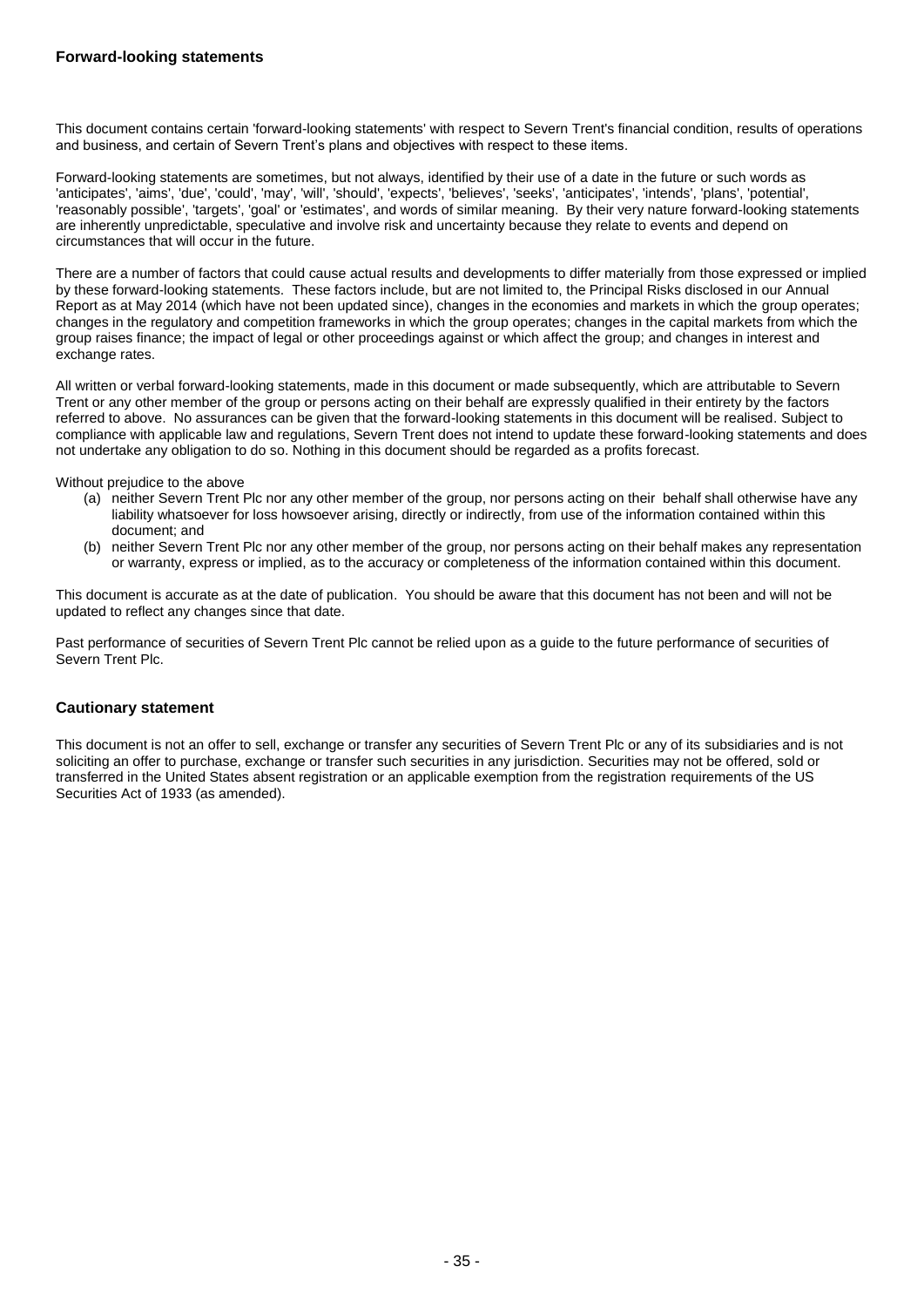### Forward-looking statements

This document contains certain 'forward-looking statements' with respect to Severn Trent's financial condition, results of operations and business, and certain of Severn Trent's plans and objectives with respect to these items.

Forward-looking statements are sometimes, but not always, identified by their use of a date in the future or such words as 'anticipates', 'aims', 'due', 'could', 'may', 'will', 'should', 'expects', 'believes', 'seeks', 'anticipates', 'intends', 'plans', 'potential', 'reasonably possible', 'targets', 'goal' or 'estimates', and words of similar meaning. By their very nature forward-looking statements are inherently unpredictable, speculative and involve risk and uncertainty because they relate to events and depend on circumstances that will occur in the future.

There are a number of factors that could cause actual results and developments to differ materially from those expressed or implied by these forward-looking statements. These factors include, but are not limited to, the Principal Risks disclosed in our Annual Report as at May 2014 (which have not been updated since), changes in the economies and markets in which the group operates; changes in the regulatory and competition frameworks in which the group operates; changes in the capital markets from which the group raises finance; the impact of legal or other proceedings against or which affect the group; and changes in interest and exchange rates.

All written or verbal forward-looking statements, made in this document or made subsequently, which are attributable to Severn Trent or any other member of the group or persons acting on their behalf are expressly qualified in their entirety by the factors referred to above. No assurances can be given that the forward-looking statements in this document will be realised. Subject to compliance with applicable law and regulations, Severn Trent does not intend to update these forward-looking statements and does not undertake any obligation to do so. Nothing in this document should be regarded as a profits forecast.

Without prejudice to the above

(a) neither Severn Trent Plc nor any other member of the group, nor persons acting on their behalf shall otherwise have any liability whatsoever for loss howsoever arising, directly or indirectly, from use of the information contained within this document; and

(b) neither Severn Trent Plc nor any other member of the group, nor persons acting on their behalf makes any representation or warranty, express or implied, as to the accuracy or completeness of the information contained within this document.

This document is accurate as at the date of publication. You should be aware that this document has not been and will not be updated to reflect any changes since that date.

Past performance of securities of Severn Trent Plc cannot be relied upon as a guide to the future performance of securities of Severn Trent Plc.

### Cautionary statement

This document is not an offer to sell, exchange or transfer any securities of Severn Trent Plc or any of its subsidiaries and is not soliciting an offer to purchase, exchange or transfer such securities in any jurisdiction. Securities may not be offered, sold or transferred in the United States absent registration or an applicable exemption from the registration requirements of the US Securities Act of 1933 (as amended).